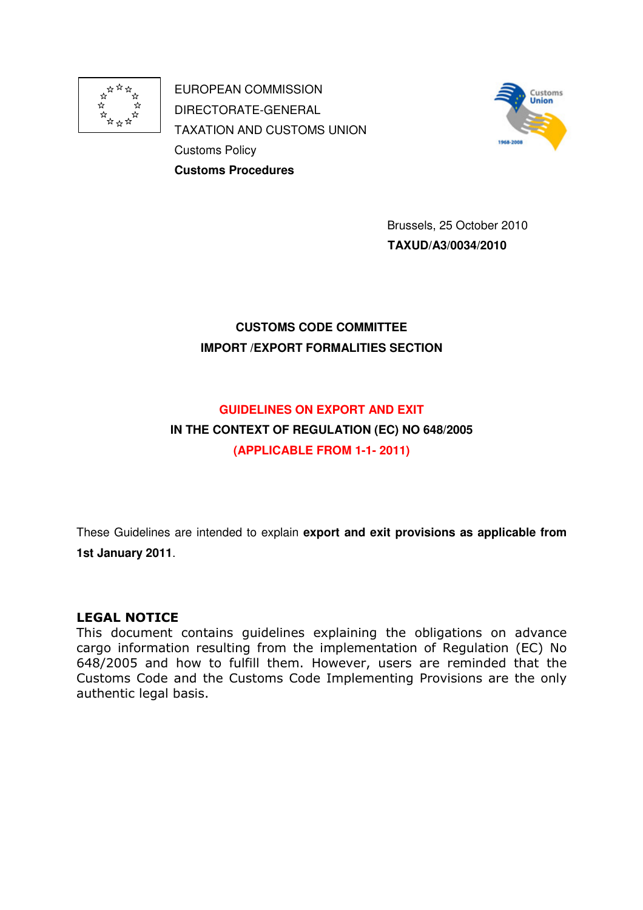EUROPEAN COMMISSION
DIRECTORATE-GENERAL
TAXATION AND CUSTOMS UNION
Customs Policy
**Customs Procedures**

Brussels, 25 October 2010
**TAXUD/A3/0034/2010**

**CUSTOMS CODE COMMITTEE**
**IMPORT /EXPORT FORMALITIES SECTION**

# GUIDELINES ON EXPORT AND EXIT
## IN THE CONTEXT OF REGULATION (EC) NO 648/2005
## (APPLICABLE FROM 1-1- 2011)

These Guidelines are intended to explain **export and exit provisions as applicable from 1st January 2011**.

**LEGAL NOTICE**
This document contains guidelines explaining the obligations on advance cargo information resulting from the implementation of Regulation (EC) No 648/2005 and how to fulfill them. However, users are reminded that the Customs Code and the Customs Code Implementing Provisions are the only authentic legal basis.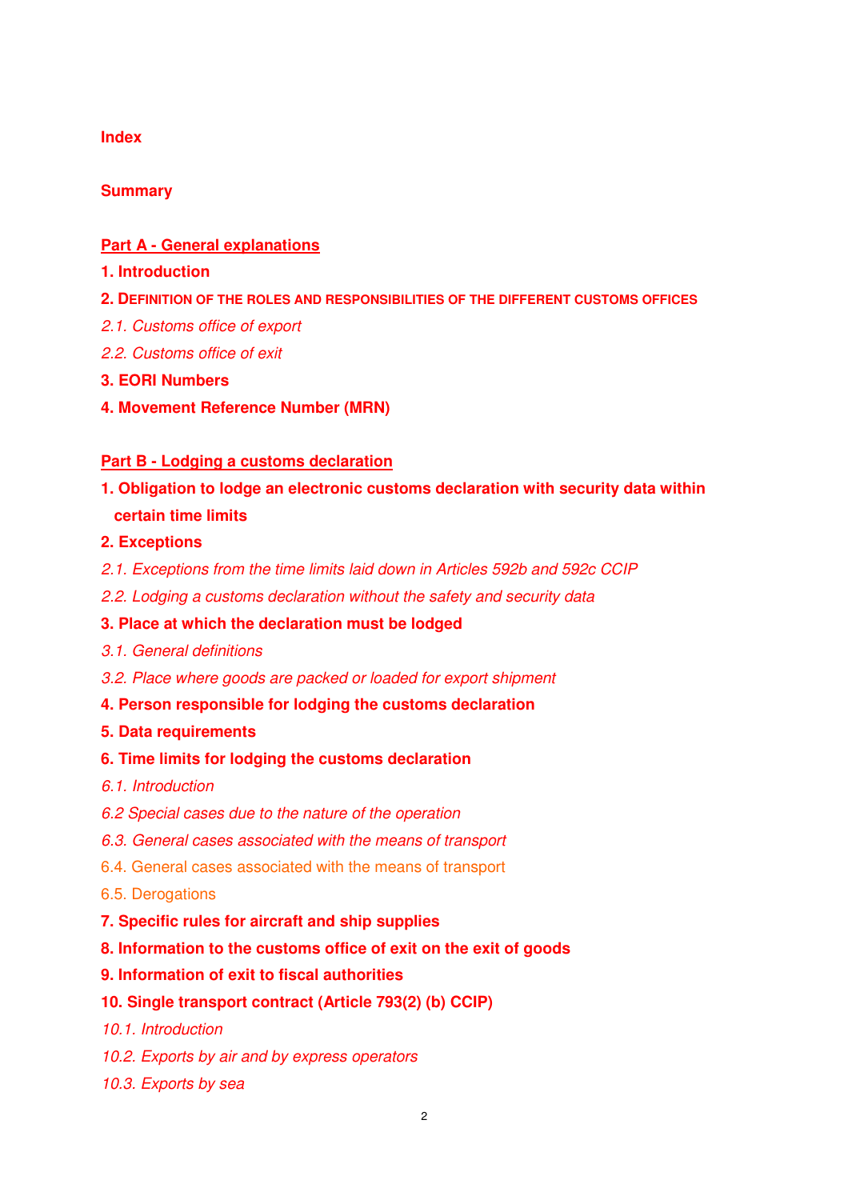**Index**

**Summary**

**Part A - General explanations**

**1. Introduction**

**2. DEFINITION OF THE ROLES AND RESPONSIBILITIES OF THE DIFFERENT CUSTOMS OFFICES**

*2.1. Customs office of export*

*2.2. Customs office of exit*

**3. EORI Numbers**

**4. Movement Reference Number (MRN)**

**Part B - Lodging a customs declaration**

**1. Obligation to lodge an electronic customs declaration with security data within certain time limits**

**2. Exceptions**

*2.1. Exceptions from the time limits laid down in Articles 592b and 592c CCIP*

*2.2. Lodging a customs declaration without the safety and security data*

**3. Place at which the declaration must be lodged**

*3.1. General definitions*

*3.2. Place where goods are packed or loaded for export shipment*

**4. Person responsible for lodging the customs declaration**

**5. Data requirements**

**6. Time limits for lodging the customs declaration**

*6.1. Introduction*

*6.2 Special cases due to the nature of the operation*

*6.3. General cases associated with the means of transport*

6.4. General cases associated with the means of transport

6.5. Derogations

**7. Specific rules for aircraft and ship supplies**

**8. Information to the customs office of exit on the exit of goods**

**9. Information of exit to fiscal authorities**

**10. Single transport contract (Article 793(2) (b) CCIP)**

*10.1. Introduction*

*10.2. Exports by air and by express operators*

*10.3. Exports by sea*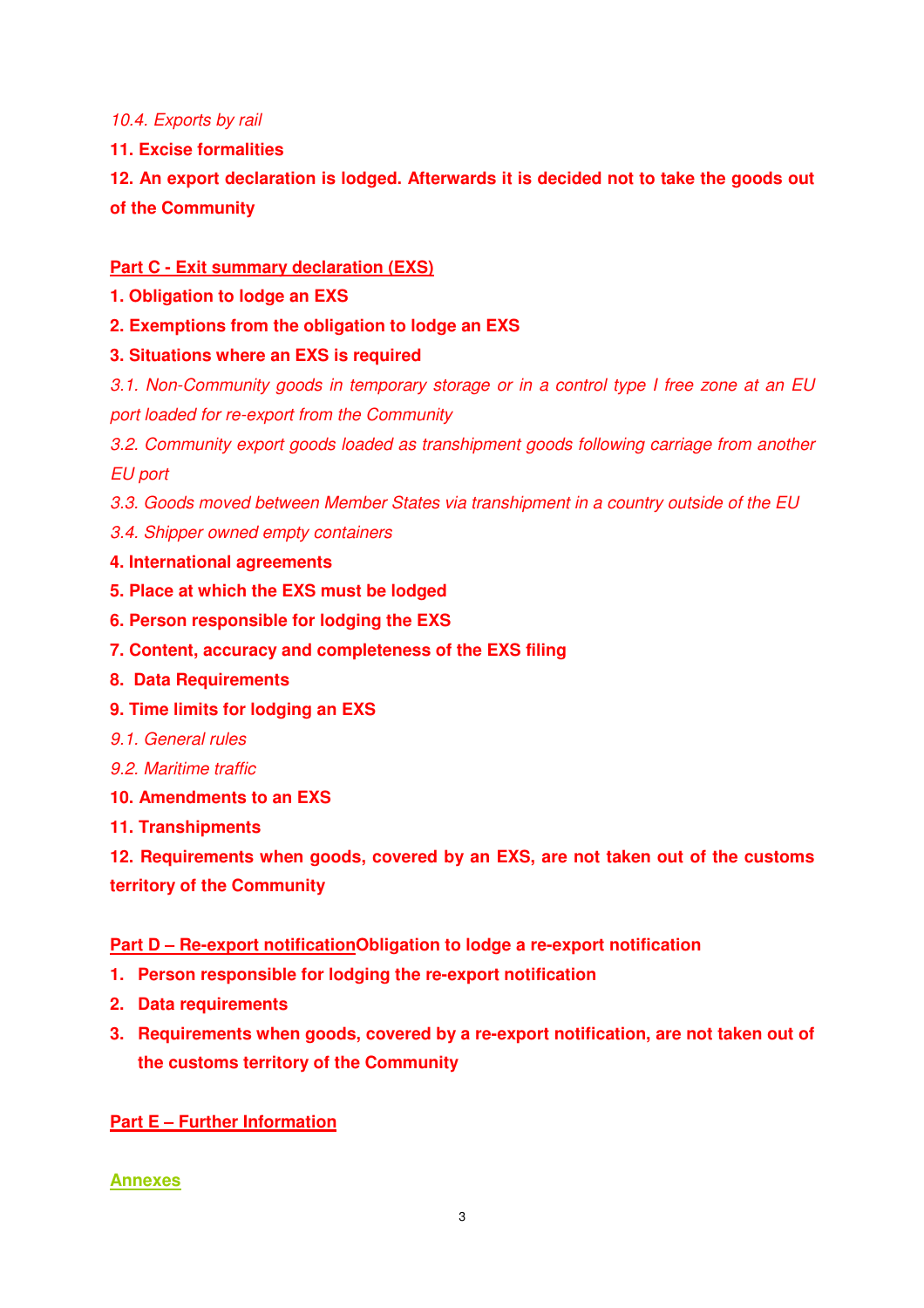*10.4. Exports by rail*

**11. Excise formalities**

**12. An export declaration is lodged. Afterwards it is decided not to take the goods out of the Community**

**Part C - Exit summary declaration (EXS)**

**1. Obligation to lodge an EXS**

**2. Exemptions from the obligation to lodge an EXS**

**3. Situations where an EXS is required**

*3.1. Non-Community goods in temporary storage or in a control type I free zone at an EU port loaded for re-export from the Community*

*3.2. Community export goods loaded as transhipment goods following carriage from another EU port*

*3.3. Goods moved between Member States via transhipment in a country outside of the EU*

*3.4. Shipper owned empty containers*

**4. International agreements**

**5. Place at which the EXS must be lodged**

**6. Person responsible for lodging the EXS**

**7. Content, accuracy and completeness of the EXS filing**

**8. Data Requirements**

**9. Time limits for lodging an EXS**

*9.1. General rules*

*9.2. Maritime traffic*

**10. Amendments to an EXS**

**11. Transhipments**

**12. Requirements when goods, covered by an EXS, are not taken out of the customs territory of the Community**

**Part D – Re-export notification****Obligation to lodge a re-export notification**

1. **Person responsible for lodging the re-export notification**
2. **Data requirements**
3. **Requirements when goods, covered by a re-export notification, are not taken out of the customs territory of the Community**

**Part E – Further Information**

**Annexes**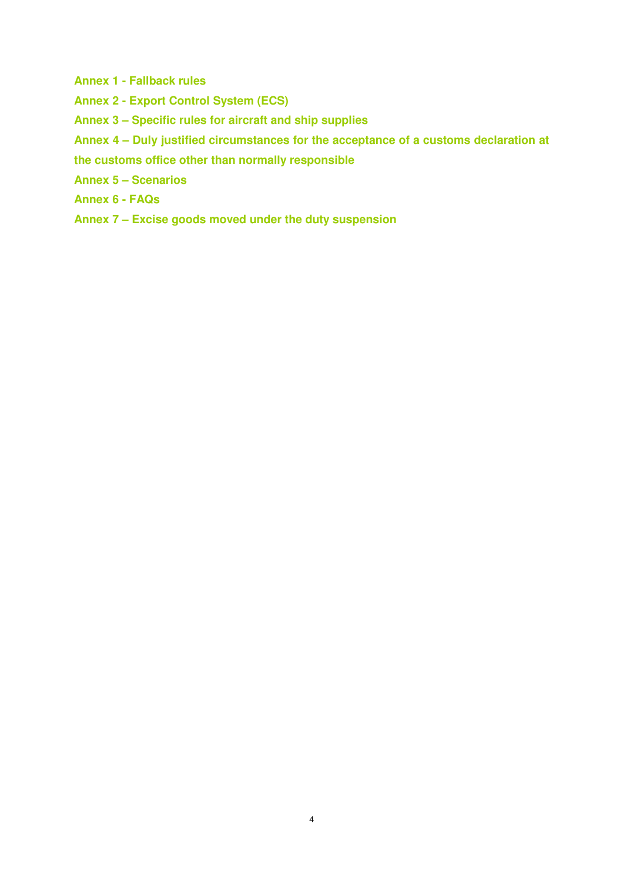**Annex 1 - Fallback rules**

**Annex 2 - Export Control System (ECS)**

**Annex 3 – Specific rules for aircraft and ship supplies**

**Annex 4 – Duly justified circumstances for the acceptance of a customs declaration at the customs office other than normally responsible**

**Annex 5 – Scenarios**

**Annex 6 - FAQs**

**Annex 7 – Excise goods moved under the duty suspension**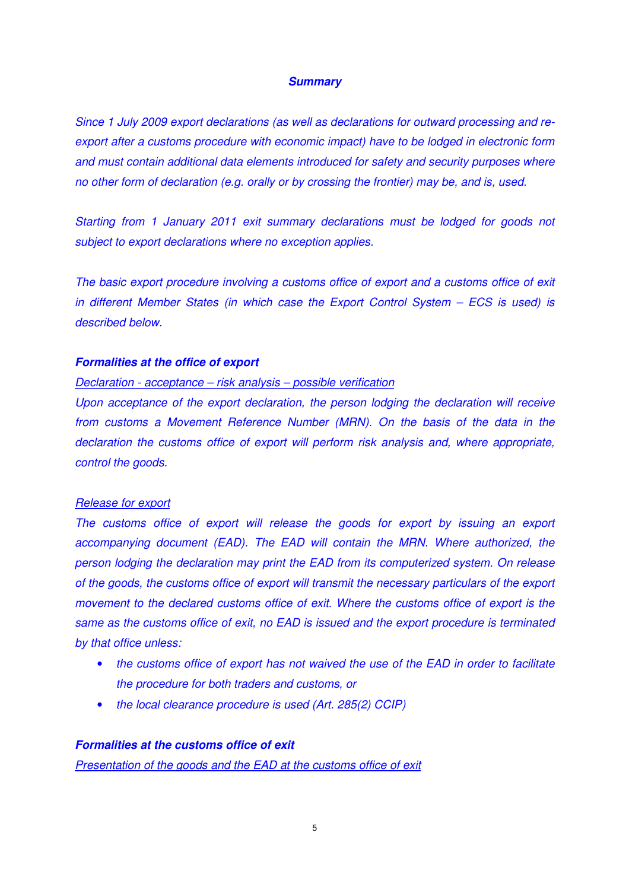## *Summary*

*Since 1 July 2009 export declarations (as well as declarations for outward processing and re-export after a customs procedure with economic impact) have to be lodged in electronic form and must contain additional data elements introduced for safety and security purposes where no other form of declaration (e.g. orally or by crossing the frontier) may be, and is, used.*

*Starting from 1 January 2011 exit summary declarations must be lodged for goods not subject to export declarations where no exception applies.*

*The basic export procedure involving a customs office of export and a customs office of exit in different Member States (in which case the Export Control System – ECS is used) is described below.*

### ***Formalities at the office of export***

*<u>Declaration - acceptance – risk analysis – possible verification</u>*

*Upon acceptance of the export declaration, the person lodging the declaration will receive from customs a Movement Reference Number (MRN). On the basis of the data in the declaration the customs office of export will perform risk analysis and, where appropriate, control the goods.*

*<u>Release for export</u>*

*The customs office of export will release the goods for export by issuing an export accompanying document (EAD). The EAD will contain the MRN. Where authorized, the person lodging the declaration may print the EAD from its computerized system. On release of the goods, the customs office of export will transmit the necessary particulars of the export movement to the declared customs office of exit. Where the customs office of export is the same as the customs office of exit, no EAD is issued and the export procedure is terminated by that office unless:*

- *the customs office of export has not waived the use of the EAD in order to facilitate the procedure for both traders and customs, or*
- *the local clearance procedure is used (Art. 285(2) CCIP)*

### ***Formalities at the customs office of exit***

*<u>Presentation of the goods and the EAD at the customs office of exit</u>*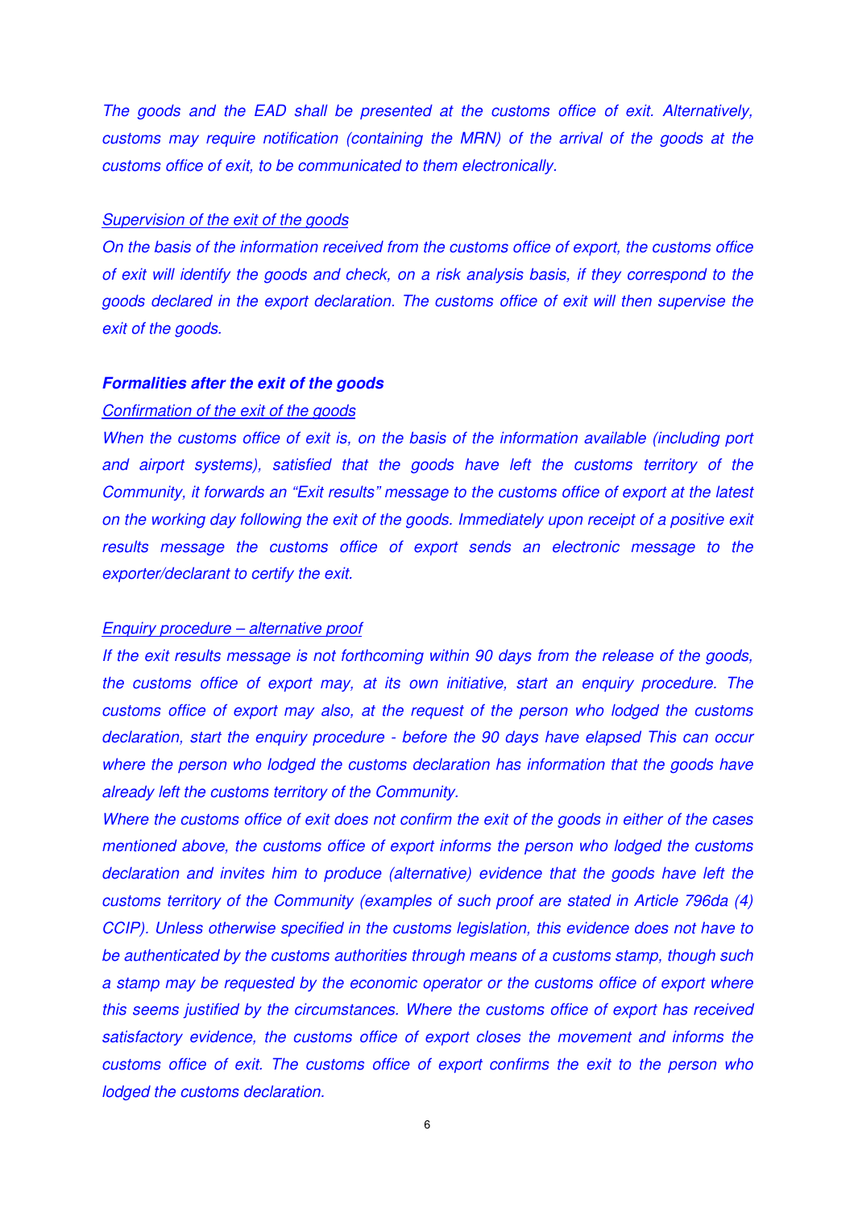*The goods and the EAD shall be presented at the customs office of exit. Alternatively, customs may require notification (containing the MRN) of the arrival of the goods at the customs office of exit, to be communicated to them electronically.*

*Supervision of the exit of the goods*

*On the basis of the information received from the customs office of export, the customs office of exit will identify the goods and check, on a risk analysis basis, if they correspond to the goods declared in the export declaration. The customs office of exit will then supervise the exit of the goods.*

***Formalities after the exit of the goods***

*Confirmation of the exit of the goods*

*When the customs office of exit is, on the basis of the information available (including port and airport systems), satisfied that the goods have left the customs territory of the Community, it forwards an "Exit results" message to the customs office of export at the latest on the working day following the exit of the goods. Immediately upon receipt of a positive exit results message the customs office of export sends an electronic message to the exporter/declarant to certify the exit.*

*Enquiry procedure – alternative proof*

*If the exit results message is not forthcoming within 90 days from the release of the goods, the customs office of export may, at its own initiative, start an enquiry procedure. The customs office of export may also, at the request of the person who lodged the customs declaration, start the enquiry procedure - before the 90 days have elapsed This can occur where the person who lodged the customs declaration has information that the goods have already left the customs territory of the Community.*

*Where the customs office of exit does not confirm the exit of the goods in either of the cases mentioned above, the customs office of export informs the person who lodged the customs declaration and invites him to produce (alternative) evidence that the goods have left the customs territory of the Community (examples of such proof are stated in Article 796da (4) CCIP). Unless otherwise specified in the customs legislation, this evidence does not have to be authenticated by the customs authorities through means of a customs stamp, though such a stamp may be requested by the economic operator or the customs office of export where this seems justified by the circumstances. Where the customs office of export has received satisfactory evidence, the customs office of export closes the movement and informs the customs office of exit. The customs office of export confirms the exit to the person who lodged the customs declaration.*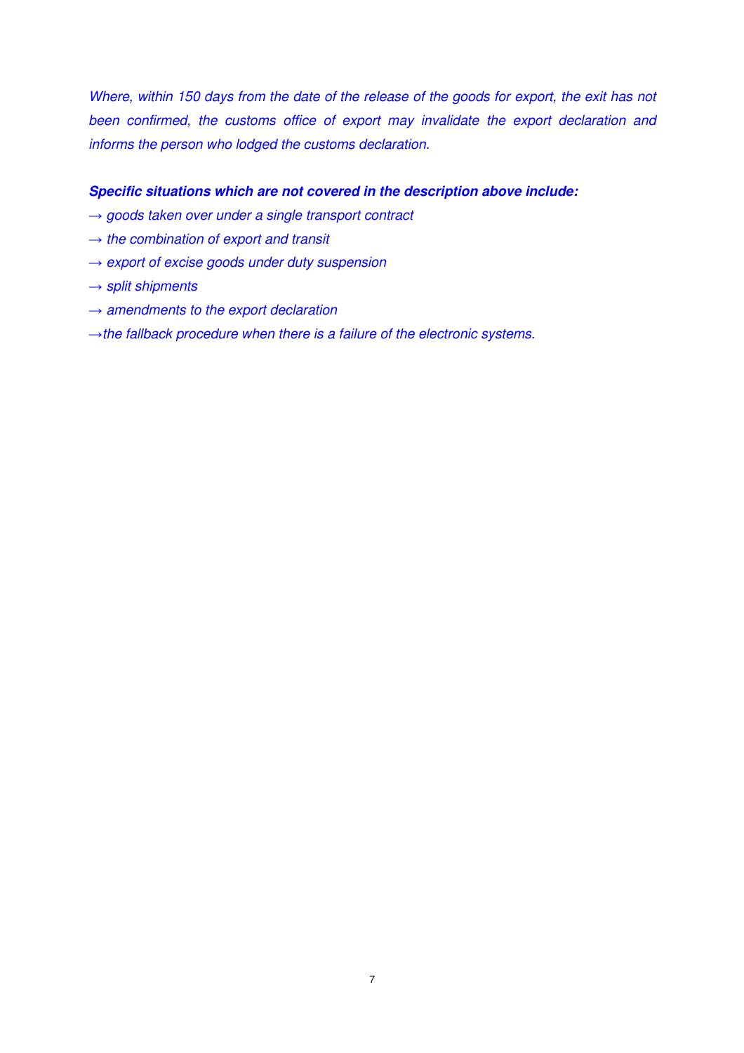*Where, within 150 days from the date of the release of the goods for export, the exit has not been confirmed, the customs office of export may invalidate the export declaration and informs the person who lodged the customs declaration.*

***Specific situations which are not covered in the description above include:***

*→ goods taken over under a single transport contract*

*→ the combination of export and transit*

*→ export of excise goods under duty suspension*

*→ split shipments*

*→ amendments to the export declaration*

*→the fallback procedure when there is a failure of the electronic systems.*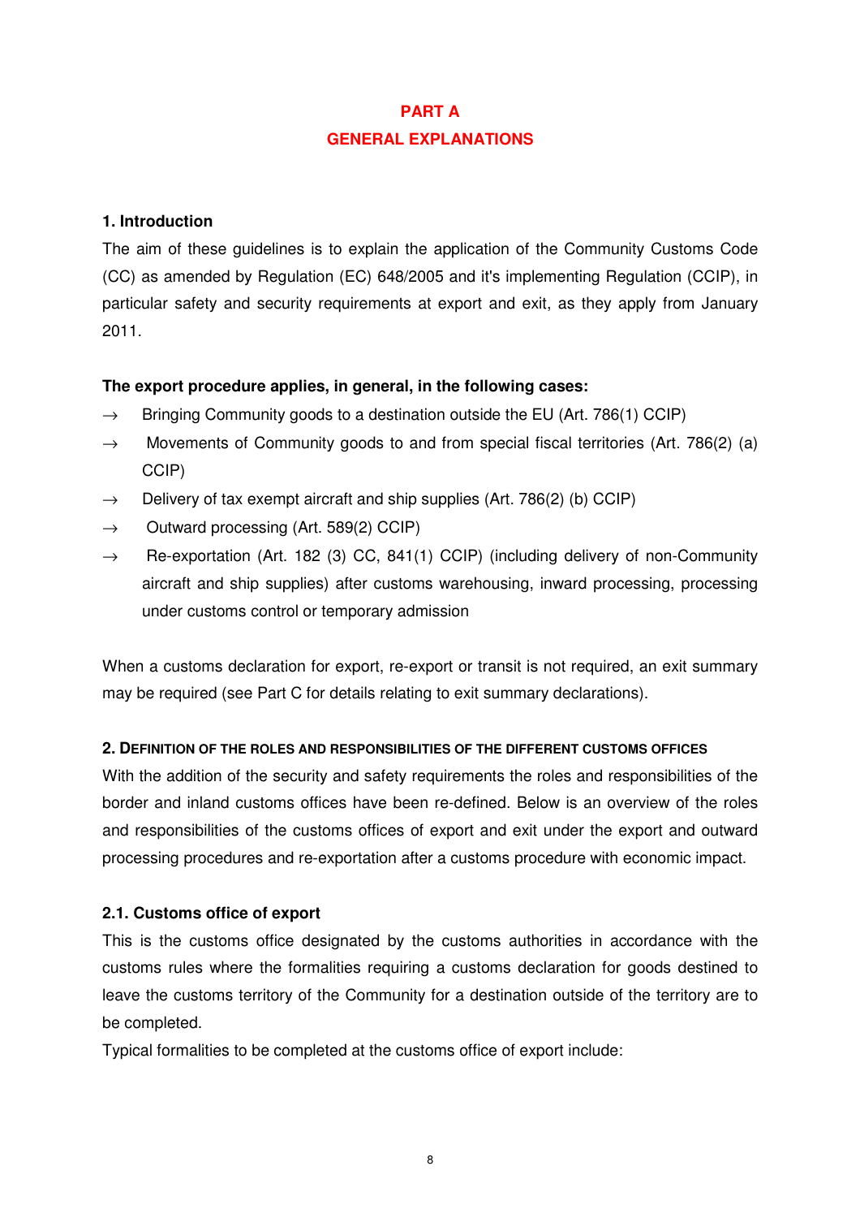# PART A
# GENERAL EXPLANATIONS

## 1. Introduction

The aim of these guidelines is to explain the application of the Community Customs Code (CC) as amended by Regulation (EC) 648/2005 and it's implementing Regulation (CCIP), in particular safety and security requirements at export and exit, as they apply from January 2011.

**The export procedure applies, in general, in the following cases:**

- → Bringing Community goods to a destination outside the EU (Art. 786(1) CCIP)
- → Movements of Community goods to and from special fiscal territories (Art. 786(2) (a) CCIP)
- → Delivery of tax exempt aircraft and ship supplies (Art. 786(2) (b) CCIP)
- → Outward processing (Art. 589(2) CCIP)
- → Re-exportation (Art. 182 (3) CC, 841(1) CCIP) (including delivery of non-Community aircraft and ship supplies) after customs warehousing, inward processing, processing under customs control or temporary admission

When a customs declaration for export, re-export or transit is not required, an exit summary may be required (see Part C for details relating to exit summary declarations).

## 2. Definition of the roles and responsibilities of the different customs offices

With the addition of the security and safety requirements the roles and responsibilities of the border and inland customs offices have been re-defined. Below is an overview of the roles and responsibilities of the customs offices of export and exit under the export and outward processing procedures and re-exportation after a customs procedure with economic impact.

### 2.1. Customs office of export

This is the customs office designated by the customs authorities in accordance with the customs rules where the formalities requiring a customs declaration for goods destined to leave the customs territory of the Community for a destination outside of the territory are to be completed.

Typical formalities to be completed at the customs office of export include: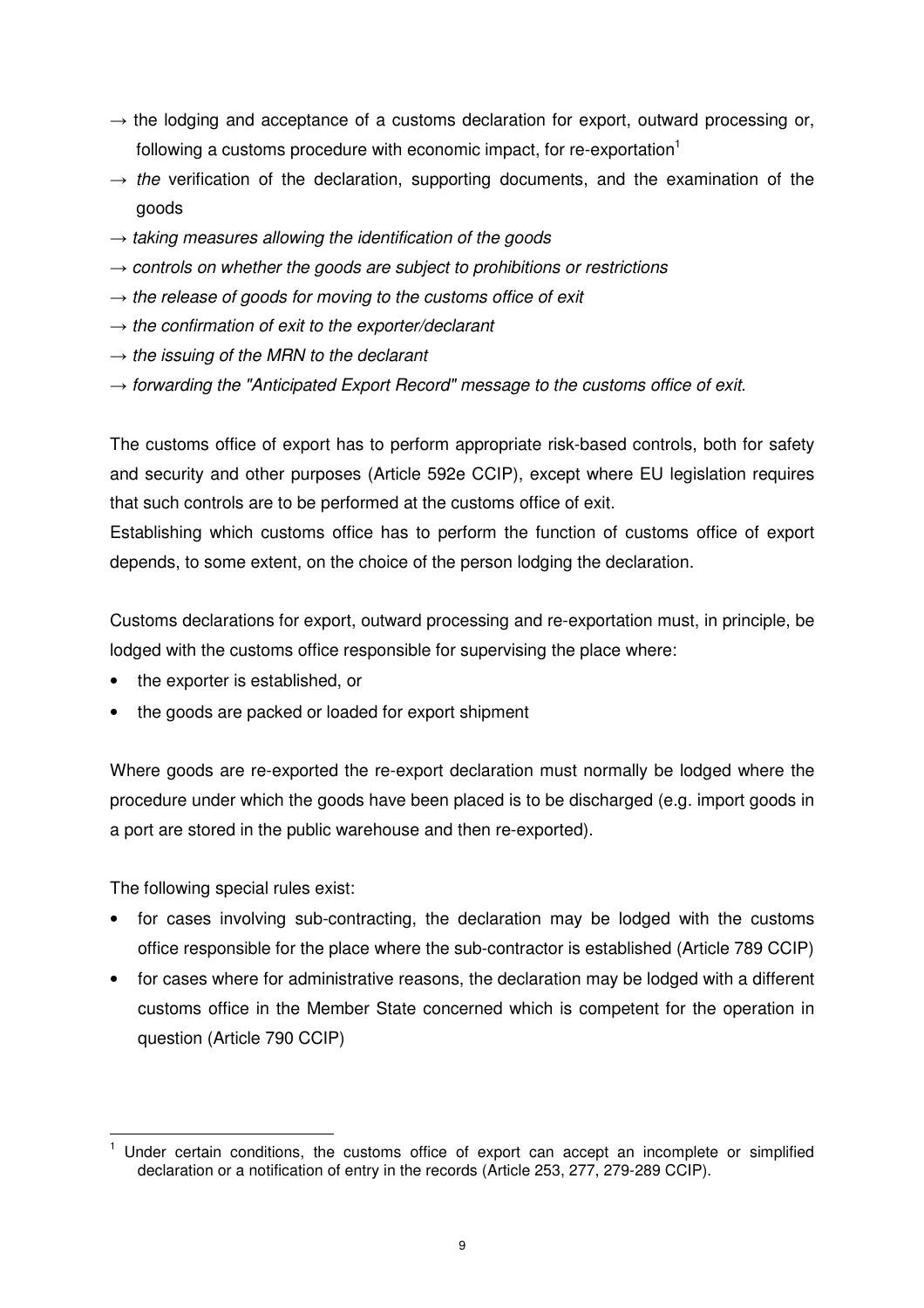→ the lodging and acceptance of a customs declaration for export, outward processing or, following a customs procedure with economic impact, for re-exportation[1]

→ *the* verification of the declaration, supporting documents, and the examination of the goods

→ *taking measures allowing the identification of the goods*

→ *controls on whether the goods are subject to prohibitions or restrictions*

→ *the release of goods for moving to the customs office of exit*

→ *the confirmation of exit to the exporter/declarant*

→ *the issuing of the MRN to the declarant*

→ *forwarding the "Anticipated Export Record" message to the customs office of exit.*

The customs office of export has to perform appropriate risk-based controls, both for safety and security and other purposes (Article 592e CCIP), except where EU legislation requires that such controls are to be performed at the customs office of exit.

Establishing which customs office has to perform the function of customs office of export depends, to some extent, on the choice of the person lodging the declaration.

Customs declarations for export, outward processing and re-exportation must, in principle, be lodged with the customs office responsible for supervising the place where:

- the exporter is established, or
- the goods are packed or loaded for export shipment

Where goods are re-exported the re-export declaration must normally be lodged where the procedure under which the goods have been placed is to be discharged (e.g. import goods in a port are stored in the public warehouse and then re-exported).

The following special rules exist:

- for cases involving sub-contracting, the declaration may be lodged with the customs office responsible for the place where the sub-contractor is established (Article 789 CCIP)
- for cases where for administrative reasons, the declaration may be lodged with a different customs office in the Member State concerned which is competent for the operation in question (Article 790 CCIP)

[1] Under certain conditions, the customs office of export can accept an incomplete or simplified declaration or a notification of entry in the records (Article 253, 277, 279-289 CCIP).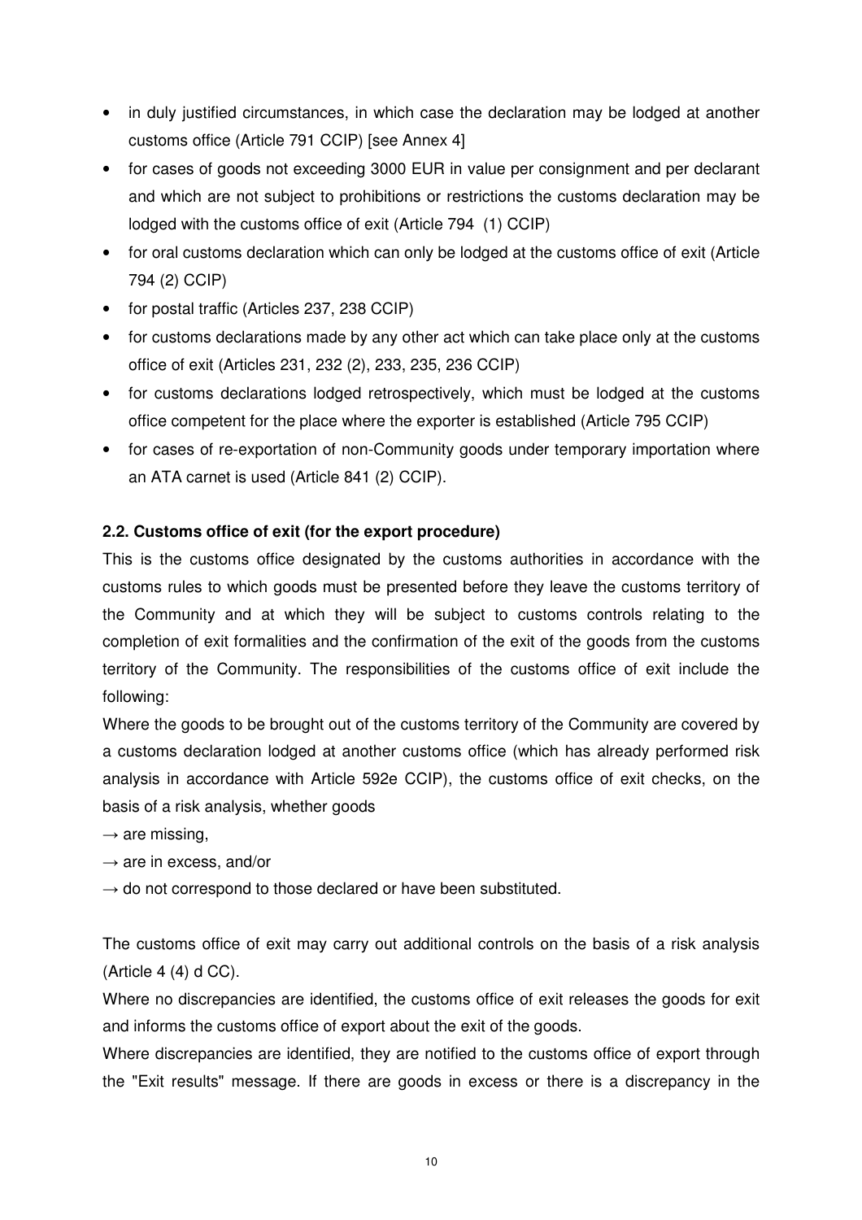- in duly justified circumstances, in which case the declaration may be lodged at another customs office (Article 791 CCIP) [see Annex 4]
- for cases of goods not exceeding 3000 EUR in value per consignment and per declarant and which are not subject to prohibitions or restrictions the customs declaration may be lodged with the customs office of exit (Article 794 (1) CCIP)
- for oral customs declaration which can only be lodged at the customs office of exit (Article 794 (2) CCIP)
- for postal traffic (Articles 237, 238 CCIP)
- for customs declarations made by any other act which can take place only at the customs office of exit (Articles 231, 232 (2), 233, 235, 236 CCIP)
- for customs declarations lodged retrospectively, which must be lodged at the customs office competent for the place where the exporter is established (Article 795 CCIP)
- for cases of re-exportation of non-Community goods under temporary importation where an ATA carnet is used (Article 841 (2) CCIP).

### 2.2. Customs office of exit (for the export procedure)

This is the customs office designated by the customs authorities in accordance with the customs rules to which goods must be presented before they leave the customs territory of the Community and at which they will be subject to customs controls relating to the completion of exit formalities and the confirmation of the exit of the goods from the customs territory of the Community. The responsibilities of the customs office of exit include the following:

Where the goods to be brought out of the customs territory of the Community are covered by a customs declaration lodged at another customs office (which has already performed risk analysis in accordance with Article 592e CCIP), the customs office of exit checks, on the basis of a risk analysis, whether goods

→ are missing,

→ are in excess, and/or

→ do not correspond to those declared or have been substituted.

The customs office of exit may carry out additional controls on the basis of a risk analysis (Article 4 (4) d CC).

Where no discrepancies are identified, the customs office of exit releases the goods for exit and informs the customs office of export about the exit of the goods.

Where discrepancies are identified, they are notified to the customs office of export through the "Exit results" message. If there are goods in excess or there is a discrepancy in the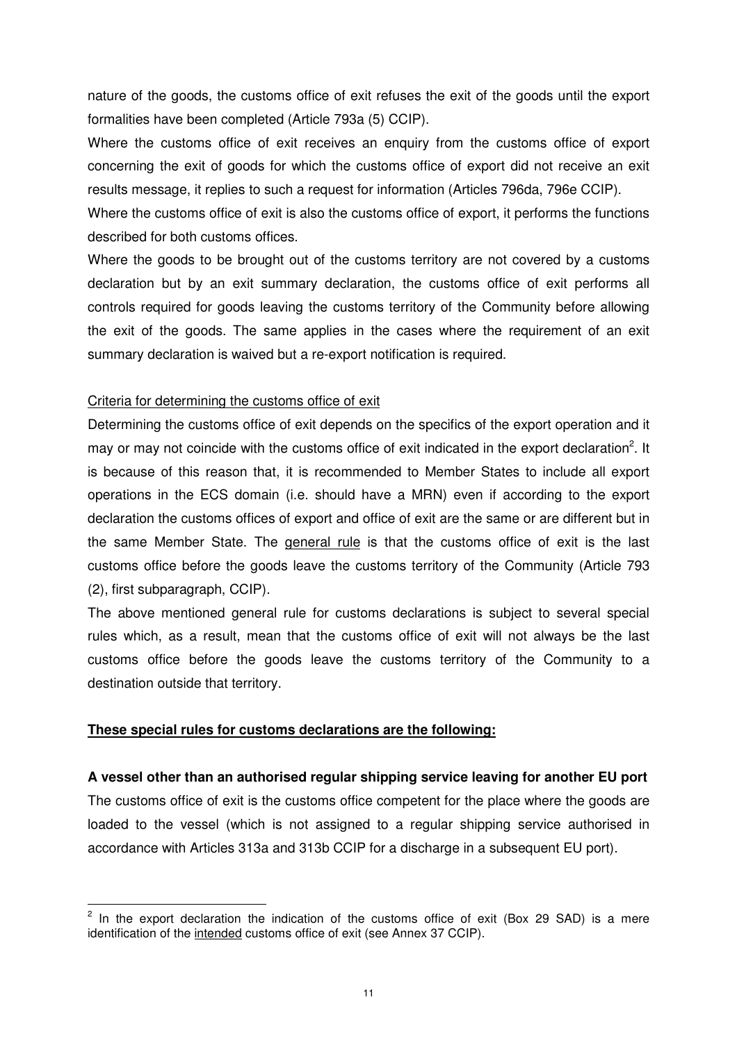nature of the goods, the customs office of exit refuses the exit of the goods until the export formalities have been completed (Article 793a (5) CCIP).

Where the customs office of exit receives an enquiry from the customs office of export concerning the exit of goods for which the customs office of export did not receive an exit results message, it replies to such a request for information (Articles 796da, 796e CCIP).

Where the customs office of exit is also the customs office of export, it performs the functions described for both customs offices.

Where the goods to be brought out of the customs territory are not covered by a customs declaration but by an exit summary declaration, the customs office of exit performs all controls required for goods leaving the customs territory of the Community before allowing the exit of the goods. The same applies in the cases where the requirement of an exit summary declaration is waived but a re-export notification is required.

Criteria for determining the customs office of exit

Determining the customs office of exit depends on the specifics of the export operation and it may or may not coincide with the customs office of exit indicated in the export declaration[2]. It is because of this reason that, it is recommended to Member States to include all export operations in the ECS domain (i.e. should have a MRN) even if according to the export declaration the customs offices of export and office of exit are the same or are different but in the same Member State. The general rule is that the customs office of exit is the last customs office before the goods leave the customs territory of the Community (Article 793 (2), first subparagraph, CCIP).

The above mentioned general rule for customs declarations is subject to several special rules which, as a result, mean that the customs office of exit will not always be the last customs office before the goods leave the customs territory of the Community to a destination outside that territory.

**These special rules for customs declarations are the following:**

**A vessel other than an authorised regular shipping service leaving for another EU port**

The customs office of exit is the customs office competent for the place where the goods are loaded to the vessel (which is not assigned to a regular shipping service authorised in accordance with Articles 313a and 313b CCIP for a discharge in a subsequent EU port).

---

[2] In the export declaration the indication of the customs office of exit (Box 29 SAD) is a mere identification of the intended customs office of exit (see Annex 37 CCIP).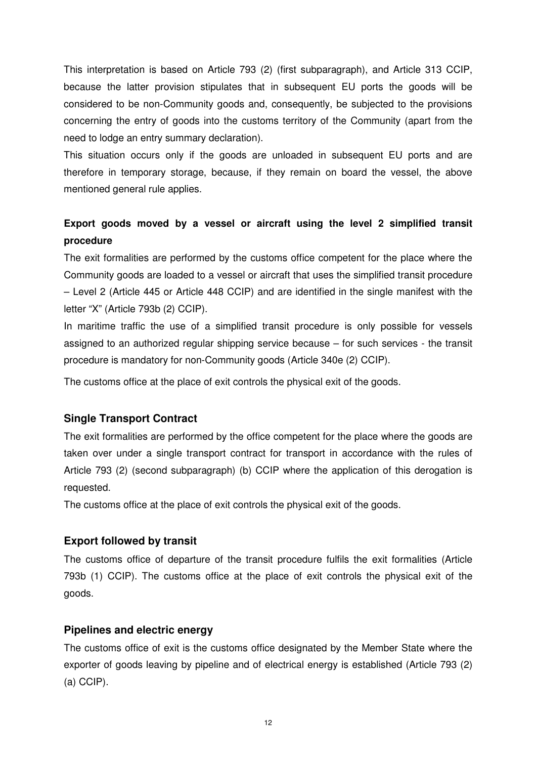This interpretation is based on Article 793 (2) (first subparagraph), and Article 313 CCIP, because the latter provision stipulates that in subsequent EU ports the goods will be considered to be non-Community goods and, consequently, be subjected to the provisions concerning the entry of goods into the customs territory of the Community (apart from the need to lodge an entry summary declaration).

This situation occurs only if the goods are unloaded in subsequent EU ports and are therefore in temporary storage, because, if they remain on board the vessel, the above mentioned general rule applies.

**Export goods moved by a vessel or aircraft using the level 2 simplified transit procedure**

The exit formalities are performed by the customs office competent for the place where the Community goods are loaded to a vessel or aircraft that uses the simplified transit procedure – Level 2 (Article 445 or Article 448 CCIP) and are identified in the single manifest with the letter "X" (Article 793b (2) CCIP).

In maritime traffic the use of a simplified transit procedure is only possible for vessels assigned to an authorized regular shipping service because – for such services - the transit procedure is mandatory for non-Community goods (Article 340e (2) CCIP).

The customs office at the place of exit controls the physical exit of the goods.

### Single Transport Contract

The exit formalities are performed by the office competent for the place where the goods are taken over under a single transport contract for transport in accordance with the rules of Article 793 (2) (second subparagraph) (b) CCIP where the application of this derogation is requested.

The customs office at the place of exit controls the physical exit of the goods.

### Export followed by transit

The customs office of departure of the transit procedure fulfils the exit formalities (Article 793b (1) CCIP). The customs office at the place of exit controls the physical exit of the goods.

### Pipelines and electric energy

The customs office of exit is the customs office designated by the Member State where the exporter of goods leaving by pipeline and of electrical energy is established (Article 793 (2) (a) CCIP).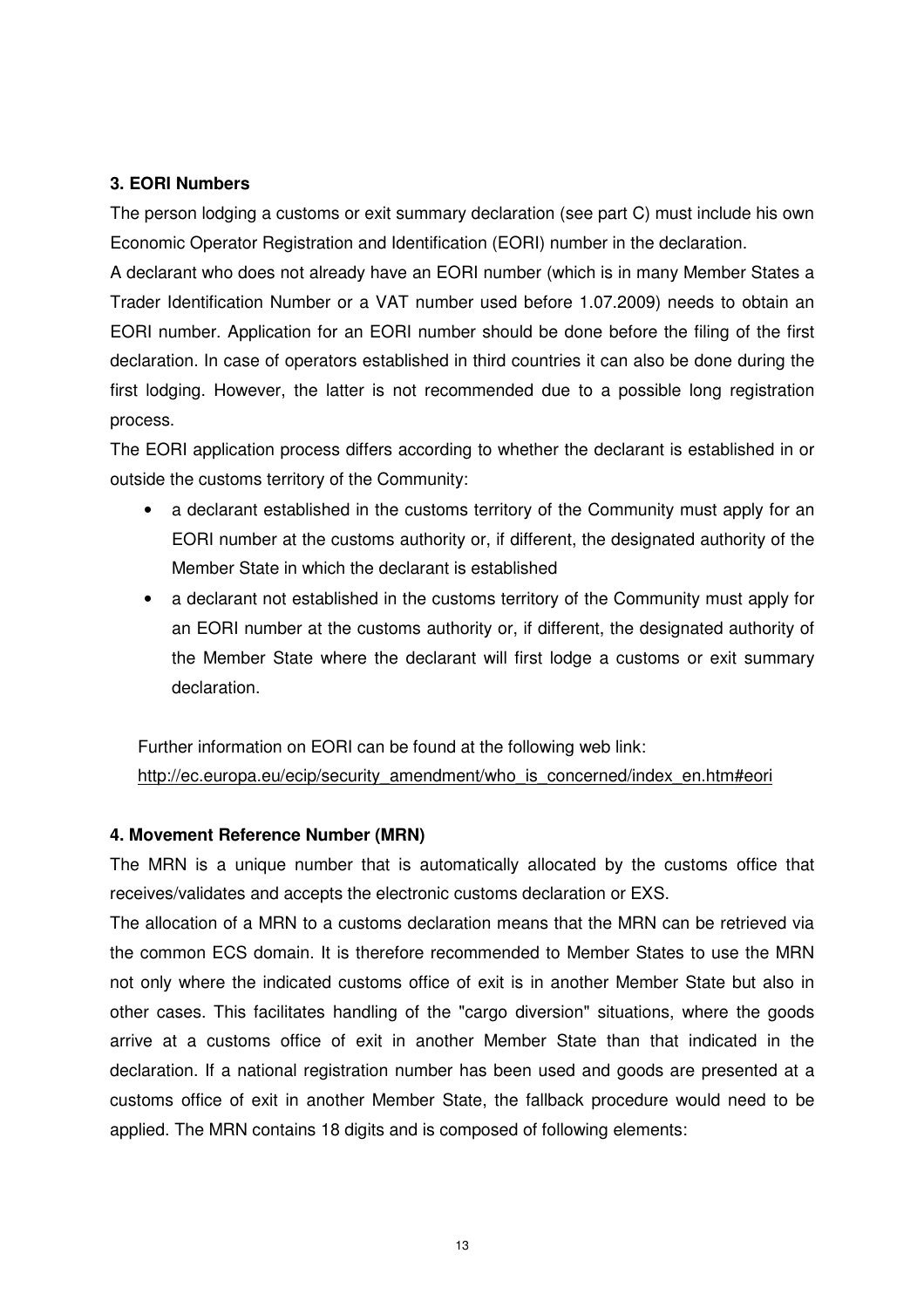### 3. EORI Numbers

The person lodging a customs or exit summary declaration (see part C) must include his own Economic Operator Registration and Identification (EORI) number in the declaration.

A declarant who does not already have an EORI number (which is in many Member States a Trader Identification Number or a VAT number used before 1.07.2009) needs to obtain an EORI number. Application for an EORI number should be done before the filing of the first declaration. In case of operators established in third countries it can also be done during the first lodging. However, the latter is not recommended due to a possible long registration process.

The EORI application process differs according to whether the declarant is established in or outside the customs territory of the Community:

- a declarant established in the customs territory of the Community must apply for an EORI number at the customs authority or, if different, the designated authority of the Member State in which the declarant is established
- a declarant not established in the customs territory of the Community must apply for an EORI number at the customs authority or, if different, the designated authority of the Member State where the declarant will first lodge a customs or exit summary declaration.

Further information on EORI can be found at the following web link:
http://ec.europa.eu/ecip/security_amendment/who_is_concerned/index_en.htm#eori

### 4. Movement Reference Number (MRN)

The MRN is a unique number that is automatically allocated by the customs office that receives/validates and accepts the electronic customs declaration or EXS.

The allocation of a MRN to a customs declaration means that the MRN can be retrieved via the common ECS domain. It is therefore recommended to Member States to use the MRN not only where the indicated customs office of exit is in another Member State but also in other cases. This facilitates handling of the "cargo diversion" situations, where the goods arrive at a customs office of exit in another Member State than that indicated in the declaration. If a national registration number has been used and goods are presented at a customs office of exit in another Member State, the fallback procedure would need to be applied. The MRN contains 18 digits and is composed of following elements: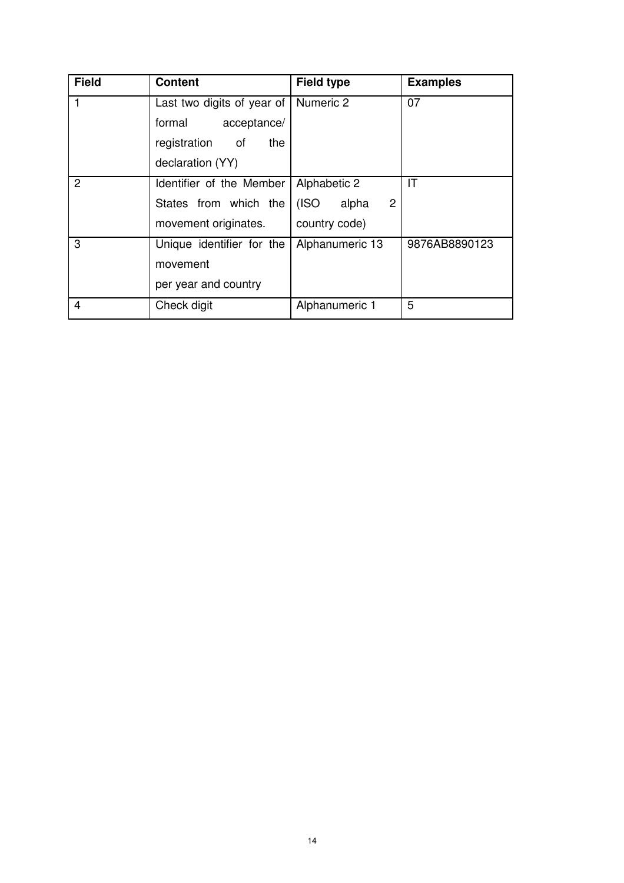| Field | Content | Field type | Examples |
|---|---|---|---|
| 1 | Last two digits of year of formal acceptance/ registration of the declaration (YY) | Numeric 2 | 07 |
| 2 | Identifier of the Member States from which the movement originates. | Alphabetic 2 (ISO alpha 2 country code) | IT |
| 3 | Unique identifier for the movement per year and country | Alphanumeric 13 | 9876AB8890123 |
| 4 | Check digit | Alphanumeric 1 | 5 |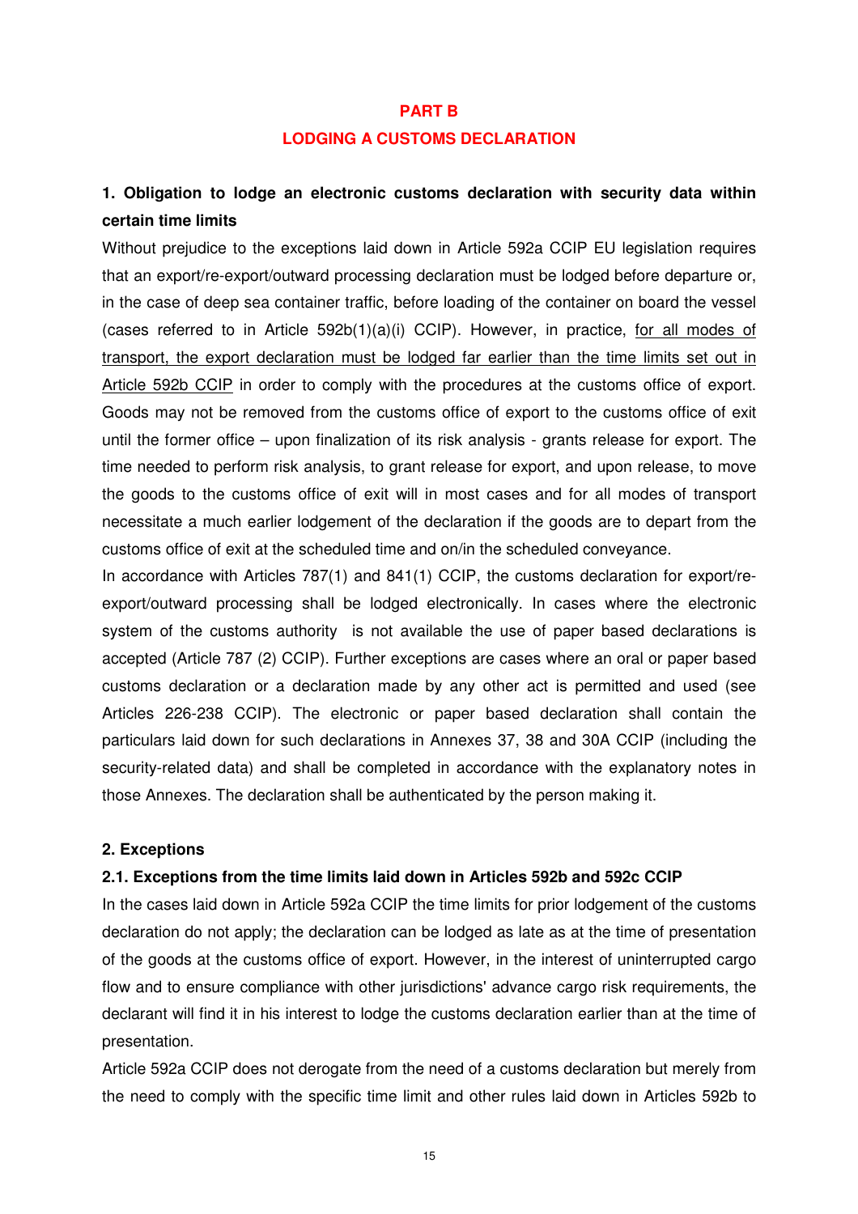# PART B

# LODGING A CUSTOMS DECLARATION

## 1. Obligation to lodge an electronic customs declaration with security data within certain time limits

Without prejudice to the exceptions laid down in Article 592a CCIP EU legislation requires that an export/re-export/outward processing declaration must be lodged before departure or, in the case of deep sea container traffic, before loading of the container on board the vessel (cases referred to in Article 592b(1)(a)(i) CCIP). However, in practice, <u>for all modes of transport, the export declaration must be lodged far earlier than the time limits set out in Article 592b CCIP</u> in order to comply with the procedures at the customs office of export. Goods may not be removed from the customs office of export to the customs office of exit until the former office – upon finalization of its risk analysis - grants release for export. The time needed to perform risk analysis, to grant release for export, and upon release, to move the goods to the customs office of exit will in most cases and for all modes of transport necessitate a much earlier lodgement of the declaration if the goods are to depart from the customs office of exit at the scheduled time and on/in the scheduled conveyance.

In accordance with Articles 787(1) and 841(1) CCIP, the customs declaration for export/re-export/outward processing shall be lodged electronically. In cases where the electronic system of the customs authority is not available the use of paper based declarations is accepted (Article 787 (2) CCIP). Further exceptions are cases where an oral or paper based customs declaration or a declaration made by any other act is permitted and used (see Articles 226-238 CCIP). The electronic or paper based declaration shall contain the particulars laid down for such declarations in Annexes 37, 38 and 30A CCIP (including the security-related data) and shall be completed in accordance with the explanatory notes in those Annexes. The declaration shall be authenticated by the person making it.

## 2. Exceptions

### 2.1. Exceptions from the time limits laid down in Articles 592b and 592c CCIP

In the cases laid down in Article 592a CCIP the time limits for prior lodgement of the customs declaration do not apply; the declaration can be lodged as late as at the time of presentation of the goods at the customs office of export. However, in the interest of uninterrupted cargo flow and to ensure compliance with other jurisdictions' advance cargo risk requirements, the declarant will find it in his interest to lodge the customs declaration earlier than at the time of presentation.

Article 592a CCIP does not derogate from the need of a customs declaration but merely from the need to comply with the specific time limit and other rules laid down in Articles 592b to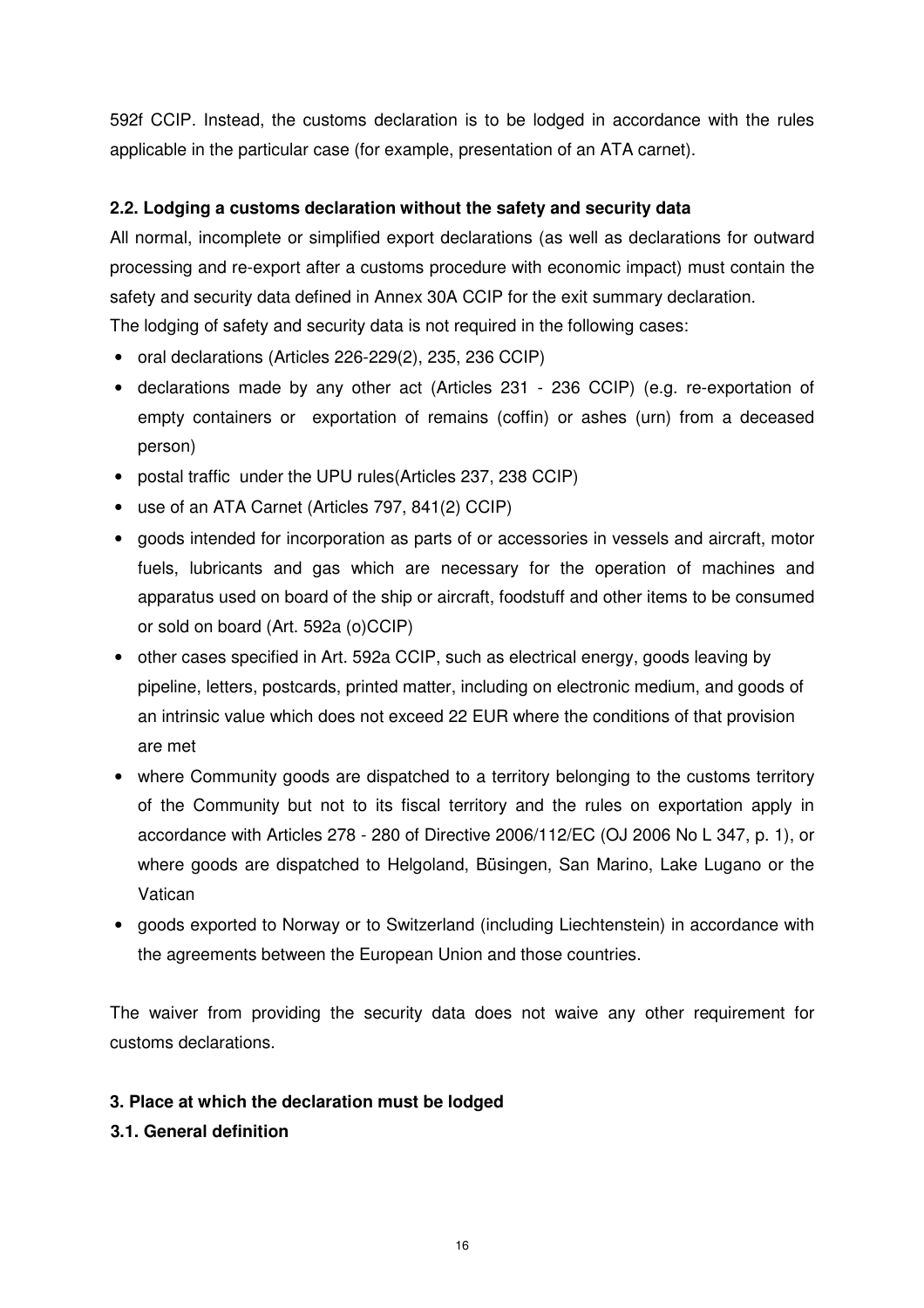592f CCIP. Instead, the customs declaration is to be lodged in accordance with the rules applicable in the particular case (for example, presentation of an ATA carnet).

### 2.2. Lodging a customs declaration without the safety and security data

All normal, incomplete or simplified export declarations (as well as declarations for outward processing and re-export after a customs procedure with economic impact) must contain the safety and security data defined in Annex 30A CCIP for the exit summary declaration.

The lodging of safety and security data is not required in the following cases:

- oral declarations (Articles 226-229(2), 235, 236 CCIP)
- declarations made by any other act (Articles 231 - 236 CCIP) (e.g. re-exportation of empty containers or exportation of remains (coffin) or ashes (urn) from a deceased person)
- postal traffic under the UPU rules(Articles 237, 238 CCIP)
- use of an ATA Carnet (Articles 797, 841(2) CCIP)
- goods intended for incorporation as parts of or accessories in vessels and aircraft, motor fuels, lubricants and gas which are necessary for the operation of machines and apparatus used on board of the ship or aircraft, foodstuff and other items to be consumed or sold on board (Art. 592a (o)CCIP)
- other cases specified in Art. 592a CCIP, such as electrical energy, goods leaving by pipeline, letters, postcards, printed matter, including on electronic medium, and goods of an intrinsic value which does not exceed 22 EUR where the conditions of that provision are met
- where Community goods are dispatched to a territory belonging to the customs territory of the Community but not to its fiscal territory and the rules on exportation apply in accordance with Articles 278 - 280 of Directive 2006/112/EC (OJ 2006 No L 347, p. 1), or where goods are dispatched to Helgoland, Büsingen, San Marino, Lake Lugano or the Vatican
- goods exported to Norway or to Switzerland (including Liechtenstein) in accordance with the agreements between the European Union and those countries.

The waiver from providing the security data does not waive any other requirement for customs declarations.

## 3. Place at which the declaration must be lodged

### 3.1. General definition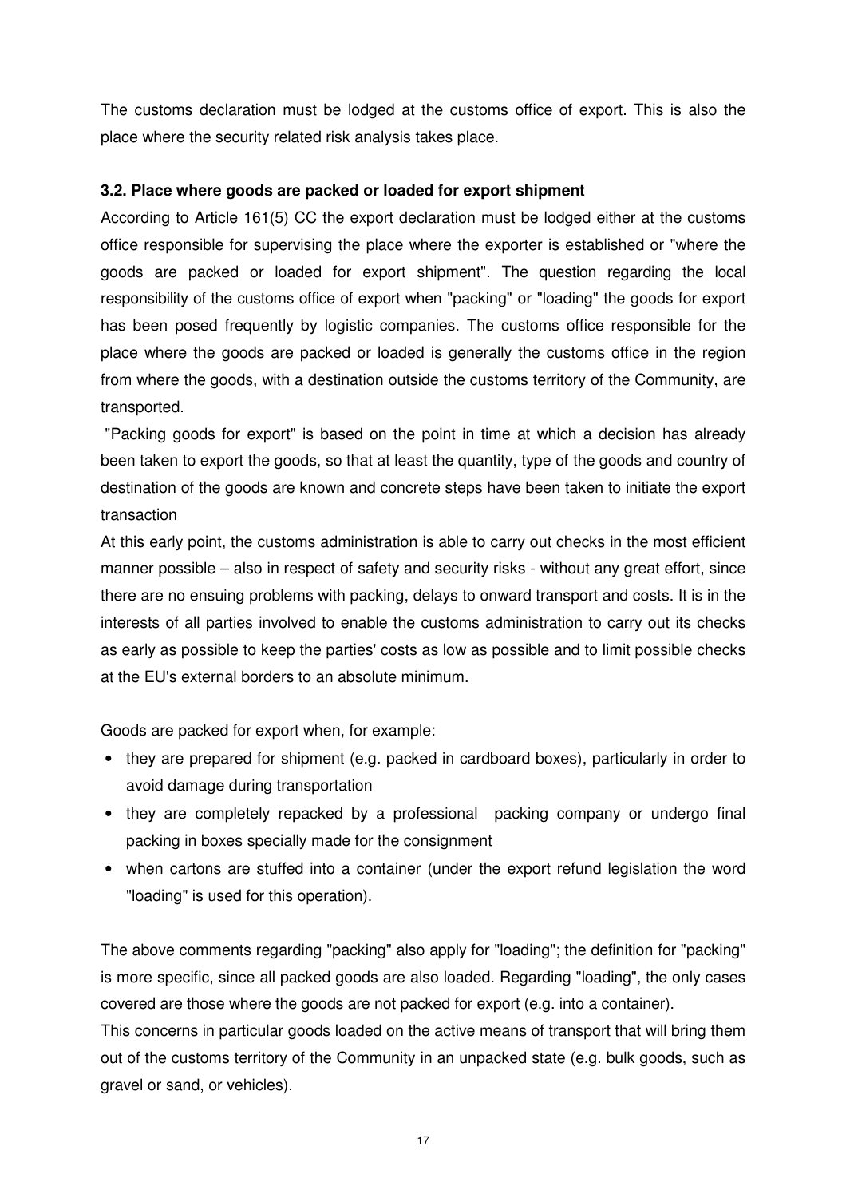The customs declaration must be lodged at the customs office of export. This is also the place where the security related risk analysis takes place.

### 3.2. Place where goods are packed or loaded for export shipment

According to Article 161(5) CC the export declaration must be lodged either at the customs office responsible for supervising the place where the exporter is established or "where the goods are packed or loaded for export shipment". The question regarding the local responsibility of the customs office of export when "packing" or "loading" the goods for export has been posed frequently by logistic companies. The customs office responsible for the place where the goods are packed or loaded is generally the customs office in the region from where the goods, with a destination outside the customs territory of the Community, are transported.

"Packing goods for export" is based on the point in time at which a decision has already been taken to export the goods, so that at least the quantity, type of the goods and country of destination of the goods are known and concrete steps have been taken to initiate the export transaction

At this early point, the customs administration is able to carry out checks in the most efficient manner possible – also in respect of safety and security risks - without any great effort, since there are no ensuing problems with packing, delays to onward transport and costs. It is in the interests of all parties involved to enable the customs administration to carry out its checks as early as possible to keep the parties' costs as low as possible and to limit possible checks at the EU's external borders to an absolute minimum.

Goods are packed for export when, for example:

- they are prepared for shipment (e.g. packed in cardboard boxes), particularly in order to avoid damage during transportation
- they are completely repacked by a professional packing company or undergo final packing in boxes specially made for the consignment
- when cartons are stuffed into a container (under the export refund legislation the word "loading" is used for this operation).

The above comments regarding "packing" also apply for "loading"; the definition for "packing" is more specific, since all packed goods are also loaded. Regarding "loading", the only cases covered are those where the goods are not packed for export (e.g. into a container).

This concerns in particular goods loaded on the active means of transport that will bring them out of the customs territory of the Community in an unpacked state (e.g. bulk goods, such as gravel or sand, or vehicles).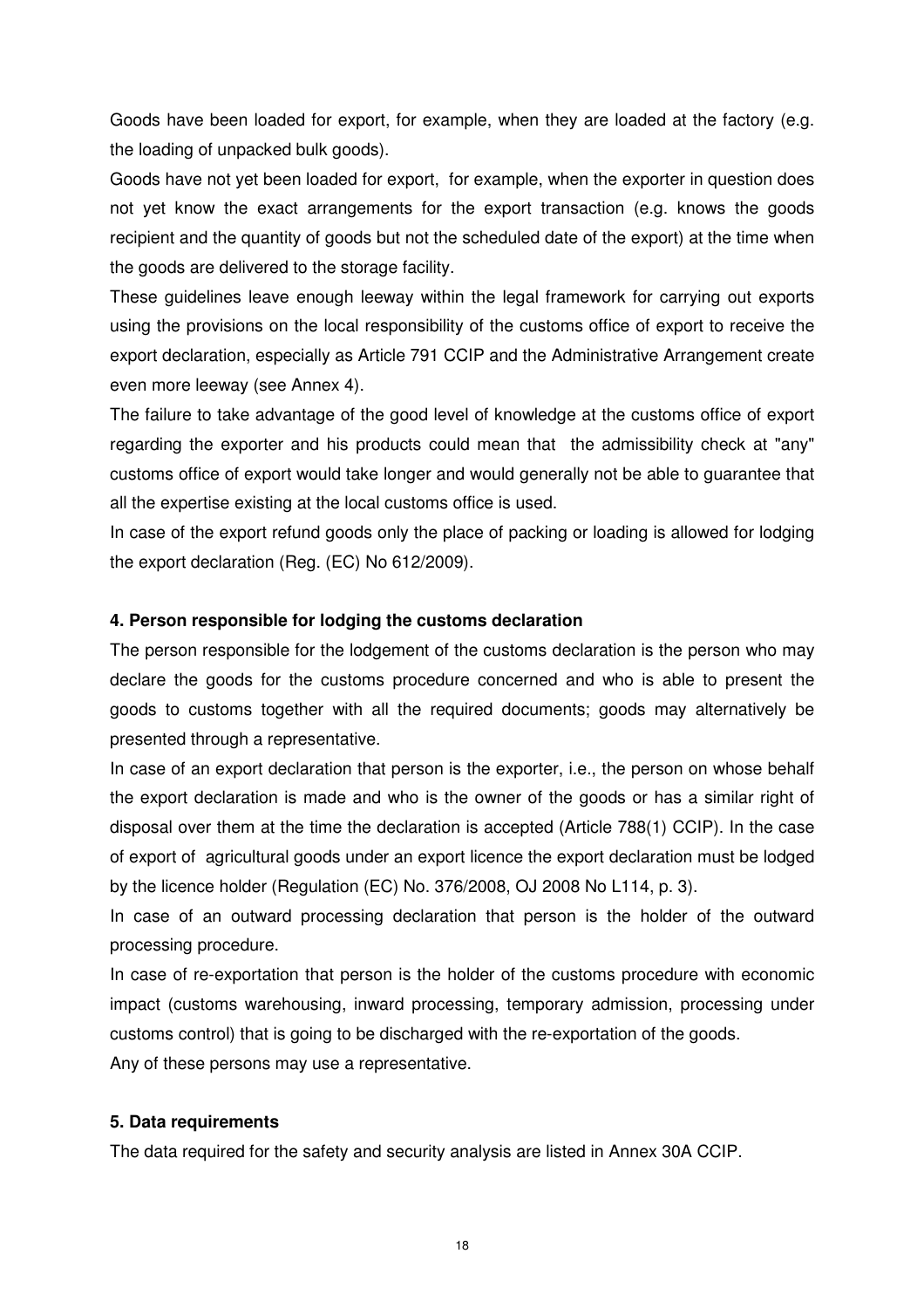Goods have been loaded for export, for example, when they are loaded at the factory (e.g. the loading of unpacked bulk goods).

Goods have not yet been loaded for export, for example, when the exporter in question does not yet know the exact arrangements for the export transaction (e.g. knows the goods recipient and the quantity of goods but not the scheduled date of the export) at the time when the goods are delivered to the storage facility.

These guidelines leave enough leeway within the legal framework for carrying out exports using the provisions on the local responsibility of the customs office of export to receive the export declaration, especially as Article 791 CCIP and the Administrative Arrangement create even more leeway (see Annex 4).

The failure to take advantage of the good level of knowledge at the customs office of export regarding the exporter and his products could mean that the admissibility check at "any" customs office of export would take longer and would generally not be able to guarantee that all the expertise existing at the local customs office is used.

In case of the export refund goods only the place of packing or loading is allowed for lodging the export declaration (Reg. (EC) No 612/2009).

#### 4. Person responsible for lodging the customs declaration

The person responsible for the lodgement of the customs declaration is the person who may declare the goods for the customs procedure concerned and who is able to present the goods to customs together with all the required documents; goods may alternatively be presented through a representative.

In case of an export declaration that person is the exporter, i.e., the person on whose behalf the export declaration is made and who is the owner of the goods or has a similar right of disposal over them at the time the declaration is accepted (Article 788(1) CCIP). In the case of export of agricultural goods under an export licence the export declaration must be lodged by the licence holder (Regulation (EC) No. 376/2008, OJ 2008 No L114, p. 3).

In case of an outward processing declaration that person is the holder of the outward processing procedure.

In case of re-exportation that person is the holder of the customs procedure with economic impact (customs warehousing, inward processing, temporary admission, processing under customs control) that is going to be discharged with the re-exportation of the goods.

Any of these persons may use a representative.

#### 5. Data requirements

The data required for the safety and security analysis are listed in Annex 30A CCIP.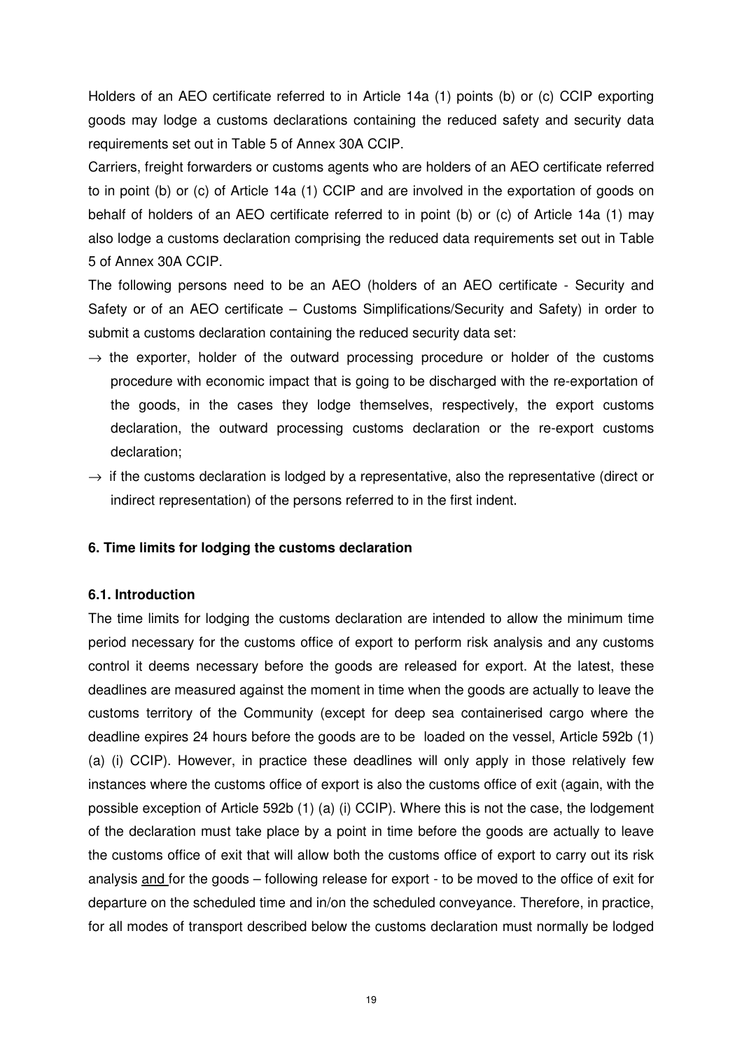Holders of an AEO certificate referred to in Article 14a (1) points (b) or (c) CCIP exporting goods may lodge a customs declarations containing the reduced safety and security data requirements set out in Table 5 of Annex 30A CCIP.

Carriers, freight forwarders or customs agents who are holders of an AEO certificate referred to in point (b) or (c) of Article 14a (1) CCIP and are involved in the exportation of goods on behalf of holders of an AEO certificate referred to in point (b) or (c) of Article 14a (1) may also lodge a customs declaration comprising the reduced data requirements set out in Table 5 of Annex 30A CCIP.

The following persons need to be an AEO (holders of an AEO certificate - Security and Safety or of an AEO certificate – Customs Simplifications/Security and Safety) in order to submit a customs declaration containing the reduced security data set:

- → the exporter, holder of the outward processing procedure or holder of the customs procedure with economic impact that is going to be discharged with the re-exportation of the goods, in the cases they lodge themselves, respectively, the export customs declaration, the outward processing customs declaration or the re-export customs declaration;
- → if the customs declaration is lodged by a representative, also the representative (direct or indirect representation) of the persons referred to in the first indent.

## 6. Time limits for lodging the customs declaration

### 6.1. Introduction

The time limits for lodging the customs declaration are intended to allow the minimum time period necessary for the customs office of export to perform risk analysis and any customs control it deems necessary before the goods are released for export. At the latest, these deadlines are measured against the moment in time when the goods are actually to leave the customs territory of the Community (except for deep sea containerised cargo where the deadline expires 24 hours before the goods are to be loaded on the vessel, Article 592b (1) (a) (i) CCIP). However, in practice these deadlines will only apply in those relatively few instances where the customs office of export is also the customs office of exit (again, with the possible exception of Article 592b (1) (a) (i) CCIP). Where this is not the case, the lodgement of the declaration must take place by a point in time before the goods are actually to leave the customs office of exit that will allow both the customs office of export to carry out its risk analysis <u>and</u> for the goods – following release for export - to be moved to the office of exit for departure on the scheduled time and in/on the scheduled conveyance. Therefore, in practice, for all modes of transport described below the customs declaration must normally be lodged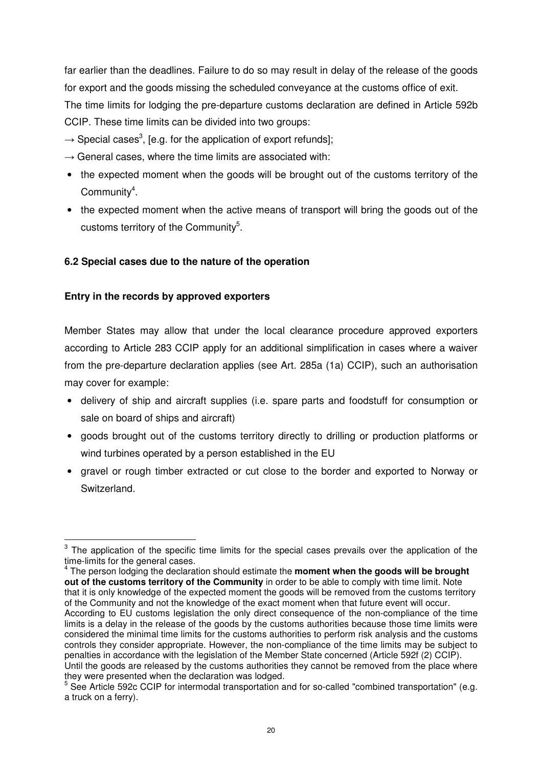far earlier than the deadlines. Failure to do so may result in delay of the release of the goods for export and the goods missing the scheduled conveyance at the customs office of exit.

The time limits for lodging the pre-departure customs declaration are defined in Article 592b CCIP. These time limits can be divided into two groups:

→ Special cases[3], [e.g. for the application of export refunds];

→ General cases, where the time limits are associated with:

- the expected moment when the goods will be brought out of the customs territory of the Community[4].
- the expected moment when the active means of transport will bring the goods out of the customs territory of the Community[5].

### 6.2 Special cases due to the nature of the operation

#### Entry in the records by approved exporters

Member States may allow that under the local clearance procedure approved exporters according to Article 283 CCIP apply for an additional simplification in cases where a waiver from the pre-departure declaration applies (see Art. 285a (1a) CCIP), such an authorisation may cover for example:

- delivery of ship and aircraft supplies (i.e. spare parts and foodstuff for consumption or sale on board of ships and aircraft)
- goods brought out of the customs territory directly to drilling or production platforms or wind turbines operated by a person established in the EU
- gravel or rough timber extracted or cut close to the border and exported to Norway or Switzerland.

---

[3] The application of the specific time limits for the special cases prevails over the application of the time-limits for the general cases.

[4] The person lodging the declaration should estimate the **moment when the goods will be brought out of the customs territory of the Community** in order to be able to comply with time limit. Note that it is only knowledge of the expected moment the goods will be removed from the customs territory of the Community and not the knowledge of the exact moment when that future event will occur. According to EU customs legislation the only direct consequence of the non-compliance of the time limits is a delay in the release of the goods by the customs authorities because those time limits were considered the minimal time limits for the customs authorities to perform risk analysis and the customs controls they consider appropriate. However, the non-compliance of the time limits may be subject to penalties in accordance with the legislation of the Member State concerned (Article 592f (2) CCIP). Until the goods are released by the customs authorities they cannot be removed from the place where they were presented when the declaration was lodged.

[5] See Article 592c CCIP for intermodal transportation and for so-called "combined transportation" (e.g. a truck on a ferry).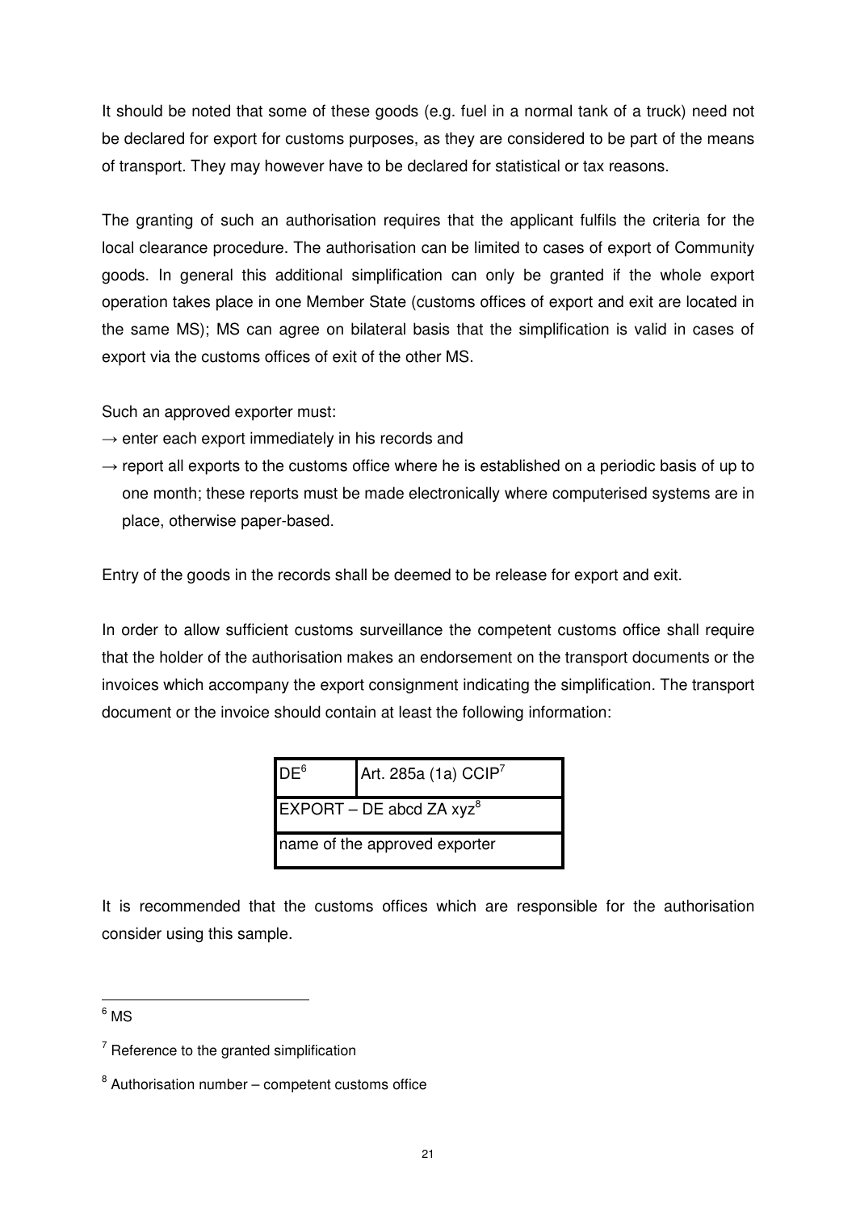It should be noted that some of these goods (e.g. fuel in a normal tank of a truck) need not be declared for export for customs purposes, as they are considered to be part of the means of transport. They may however have to be declared for statistical or tax reasons.

The granting of such an authorisation requires that the applicant fulfils the criteria for the local clearance procedure. The authorisation can be limited to cases of export of Community goods. In general this additional simplification can only be granted if the whole export operation takes place in one Member State (customs offices of export and exit are located in the same MS); MS can agree on bilateral basis that the simplification is valid in cases of export via the customs offices of exit of the other MS.

Such an approved exporter must:

→ enter each export immediately in his records and

→ report all exports to the customs office where he is established on a periodic basis of up to one month; these reports must be made electronically where computerised systems are in place, otherwise paper-based.

Entry of the goods in the records shall be deemed to be release for export and exit.

In order to allow sufficient customs surveillance the competent customs office shall require that the holder of the authorisation makes an endorsement on the transport documents or the invoices which accompany the export consignment indicating the simplification. The transport document or the invoice should contain at least the following information:

| DE[6] | Art. 285a (1a) CCIP[7] |
|---|---|
| EXPORT – DE abcd ZA xyz[8] | |
| name of the approved exporter | |

It is recommended that the customs offices which are responsible for the authorisation consider using this sample.

[6] MS

[7] Reference to the granted simplification

[8] Authorisation number – competent customs office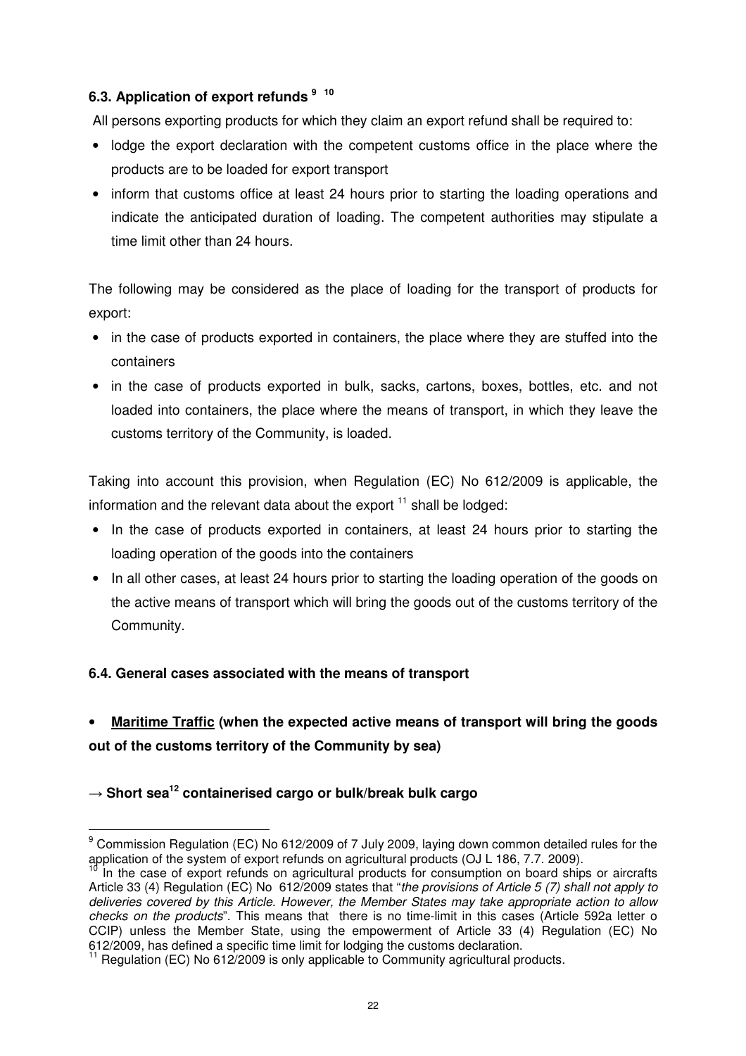### 6.3. Application of export refunds [9] [10]

All persons exporting products for which they claim an export refund shall be required to:

- lodge the export declaration with the competent customs office in the place where the products are to be loaded for export transport
- inform that customs office at least 24 hours prior to starting the loading operations and indicate the anticipated duration of loading. The competent authorities may stipulate a time limit other than 24 hours.

The following may be considered as the place of loading for the transport of products for export:

- in the case of products exported in containers, the place where they are stuffed into the containers
- in the case of products exported in bulk, sacks, cartons, boxes, bottles, etc. and not loaded into containers, the place where the means of transport, in which they leave the customs territory of the Community, is loaded.

Taking into account this provision, when Regulation (EC) No 612/2009 is applicable, the information and the relevant data about the export [11] shall be lodged:

- In the case of products exported in containers, at least 24 hours prior to starting the loading operation of the goods into the containers
- In all other cases, at least 24 hours prior to starting the loading operation of the goods on the active means of transport which will bring the goods out of the customs territory of the Community.

### 6.4. General cases associated with the means of transport

- **<u>Maritime Traffic</u> (when the expected active means of transport will bring the goods out of the customs territory of the Community by sea)**

**→ Short sea[12] containerised cargo or bulk/break bulk cargo**

---

[9] Commission Regulation (EC) No 612/2009 of 7 July 2009, laying down common detailed rules for the application of the system of export refunds on agricultural products (OJ L 186, 7.7. 2009).

[10] In the case of export refunds on agricultural products for consumption on board ships or aircrafts Article 33 (4) Regulation (EC) No 612/2009 states that "*the provisions of Article 5 (7) shall not apply to deliveries covered by this Article. However, the Member States may take appropriate action to allow checks on the products*". This means that there is no time-limit in this cases (Article 592a letter o CCIP) unless the Member State, using the empowerment of Article 33 (4) Regulation (EC) No 612/2009, has defined a specific time limit for lodging the customs declaration.

[11] Regulation (EC) No 612/2009 is only applicable to Community agricultural products.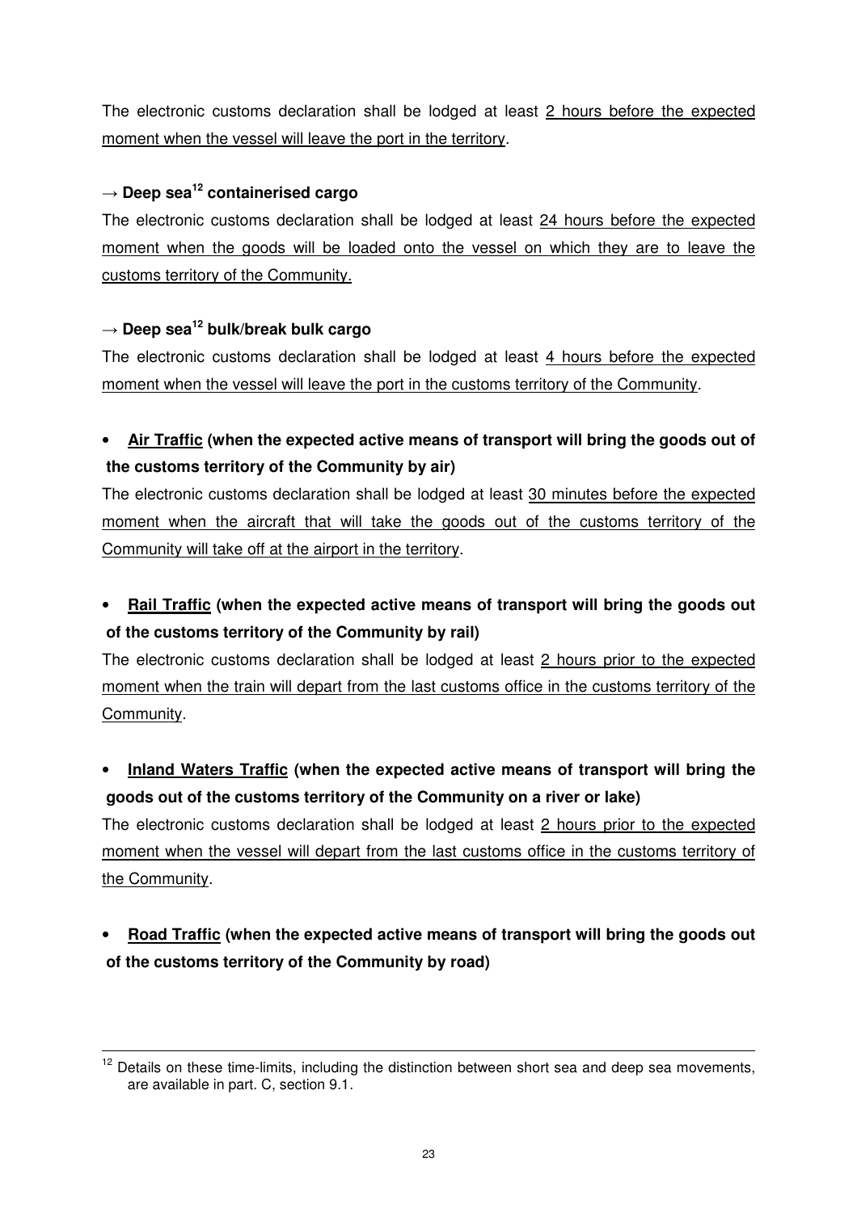The electronic customs declaration shall be lodged at least <u>2 hours before the expected moment when the vessel will leave the port in the territory</u>.

**→ Deep sea[12] containerised cargo**

The electronic customs declaration shall be lodged at least <u>24 hours before the expected moment when the goods will be loaded onto the vessel on which they are to leave the customs territory of the Community.</u>

**→ Deep sea[12] bulk/break bulk cargo**

The electronic customs declaration shall be lodged at least <u>4 hours before the expected moment when the vessel will leave the port in the customs territory of the Community</u>.

- **<u>Air Traffic</u> (when the expected active means of transport will bring the goods out of the customs territory of the Community by air)**

The electronic customs declaration shall be lodged at least <u>30 minutes before the expected moment when the aircraft that will take the goods out of the customs territory of the Community will take off at the airport in the territory</u>.

- **<u>Rail Traffic</u> (when the expected active means of transport will bring the goods out of the customs territory of the Community by rail)**

The electronic customs declaration shall be lodged at least <u>2 hours prior to the expected moment when the train will depart from the last customs office in the customs territory of the Community</u>.

- **<u>Inland Waters Traffic</u> (when the expected active means of transport will bring the goods out of the customs territory of the Community on a river or lake)**

The electronic customs declaration shall be lodged at least <u>2 hours prior to the expected moment when the vessel will depart from the last customs office in the customs territory of the Community</u>.

- **<u>Road Traffic</u> (when the expected active means of transport will bring the goods out of the customs territory of the Community by road)**

---

[12] Details on these time-limits, including the distinction between short sea and deep sea movements, are available in part. C, section 9.1.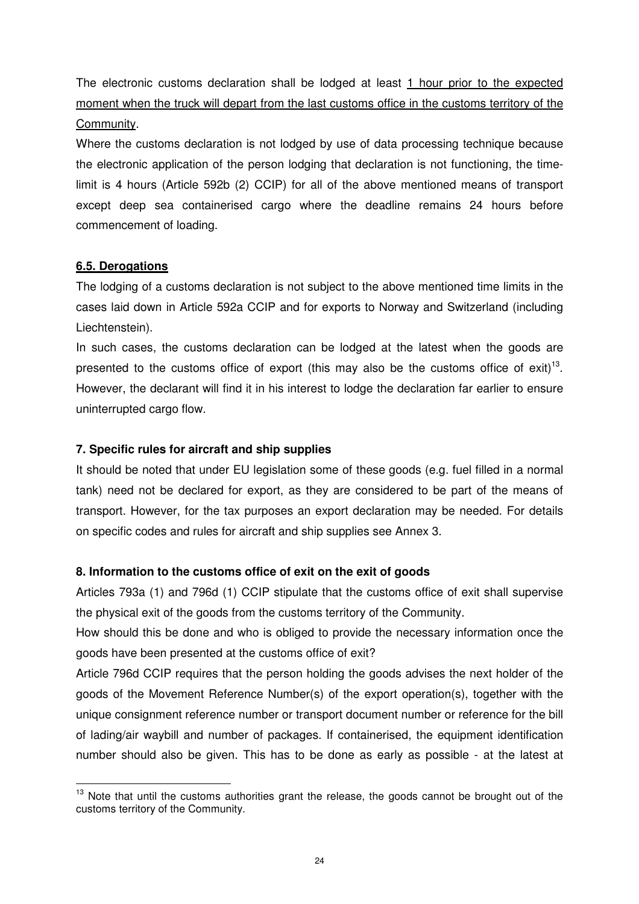The electronic customs declaration shall be lodged at least 1 hour prior to the expected moment when the truck will depart from the last customs office in the customs territory of the Community.

Where the customs declaration is not lodged by use of data processing technique because the electronic application of the person lodging that declaration is not functioning, the time-limit is 4 hours (Article 592b (2) CCIP) for all of the above mentioned means of transport except deep sea containerised cargo where the deadline remains 24 hours before commencement of loading.

### 6.5. Derogations

The lodging of a customs declaration is not subject to the above mentioned time limits in the cases laid down in Article 592a CCIP and for exports to Norway and Switzerland (including Liechtenstein).

In such cases, the customs declaration can be lodged at the latest when the goods are presented to the customs office of export (this may also be the customs office of exit)[13]. However, the declarant will find it in his interest to lodge the declaration far earlier to ensure uninterrupted cargo flow.

## 7. Specific rules for aircraft and ship supplies

It should be noted that under EU legislation some of these goods (e.g. fuel filled in a normal tank) need not be declared for export, as they are considered to be part of the means of transport. However, for the tax purposes an export declaration may be needed. For details on specific codes and rules for aircraft and ship supplies see Annex 3.

## 8. Information to the customs office of exit on the exit of goods

Articles 793a (1) and 796d (1) CCIP stipulate that the customs office of exit shall supervise the physical exit of the goods from the customs territory of the Community.

How should this be done and who is obliged to provide the necessary information once the goods have been presented at the customs office of exit?

Article 796d CCIP requires that the person holding the goods advises the next holder of the goods of the Movement Reference Number(s) of the export operation(s), together with the unique consignment reference number or transport document number or reference for the bill of lading/air waybill and number of packages. If containerised, the equipment identification number should also be given. This has to be done as early as possible - at the latest at

[13] Note that until the customs authorities grant the release, the goods cannot be brought out of the customs territory of the Community.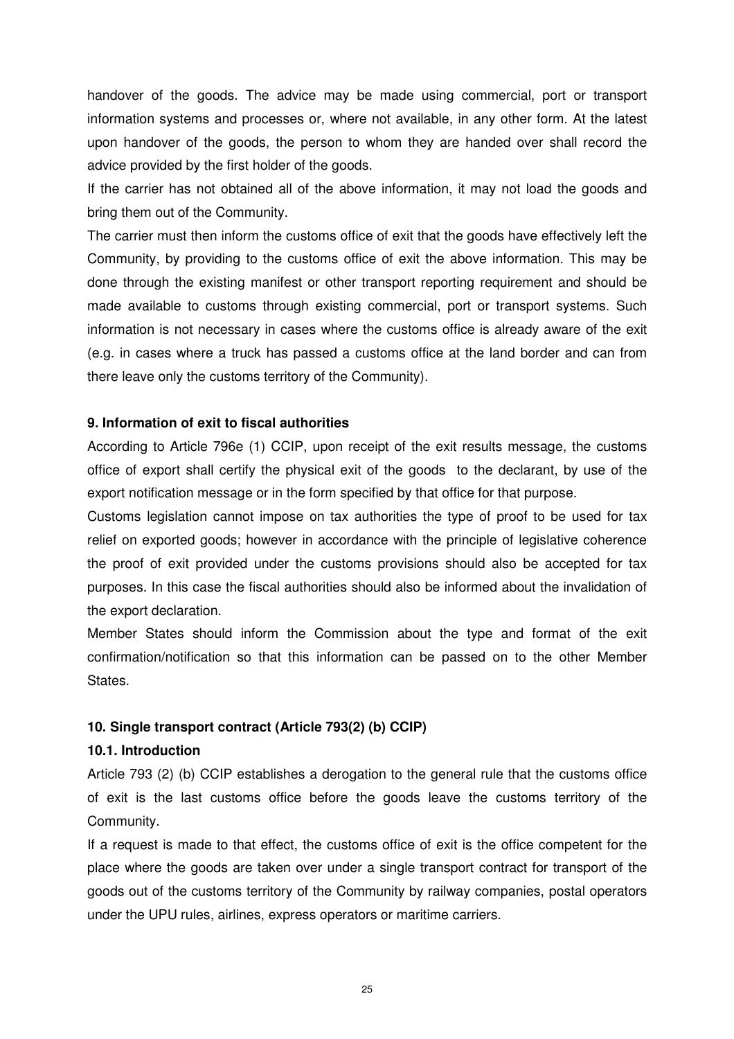handover of the goods. The advice may be made using commercial, port or transport information systems and processes or, where not available, in any other form. At the latest upon handover of the goods, the person to whom they are handed over shall record the advice provided by the first holder of the goods.

If the carrier has not obtained all of the above information, it may not load the goods and bring them out of the Community.

The carrier must then inform the customs office of exit that the goods have effectively left the Community, by providing to the customs office of exit the above information. This may be done through the existing manifest or other transport reporting requirement and should be made available to customs through existing commercial, port or transport systems. Such information is not necessary in cases where the customs office is already aware of the exit (e.g. in cases where a truck has passed a customs office at the land border and can from there leave only the customs territory of the Community).

### 9. Information of exit to fiscal authorities

According to Article 796e (1) CCIP, upon receipt of the exit results message, the customs office of export shall certify the physical exit of the goods to the declarant, by use of the export notification message or in the form specified by that office for that purpose.

Customs legislation cannot impose on tax authorities the type of proof to be used for tax relief on exported goods; however in accordance with the principle of legislative coherence the proof of exit provided under the customs provisions should also be accepted for tax purposes. In this case the fiscal authorities should also be informed about the invalidation of the export declaration.

Member States should inform the Commission about the type and format of the exit confirmation/notification so that this information can be passed on to the other Member States.

### 10. Single transport contract (Article 793(2) (b) CCIP)

#### 10.1. Introduction

Article 793 (2) (b) CCIP establishes a derogation to the general rule that the customs office of exit is the last customs office before the goods leave the customs territory of the Community.

If a request is made to that effect, the customs office of exit is the office competent for the place where the goods are taken over under a single transport contract for transport of the goods out of the customs territory of the Community by railway companies, postal operators under the UPU rules, airlines, express operators or maritime carriers.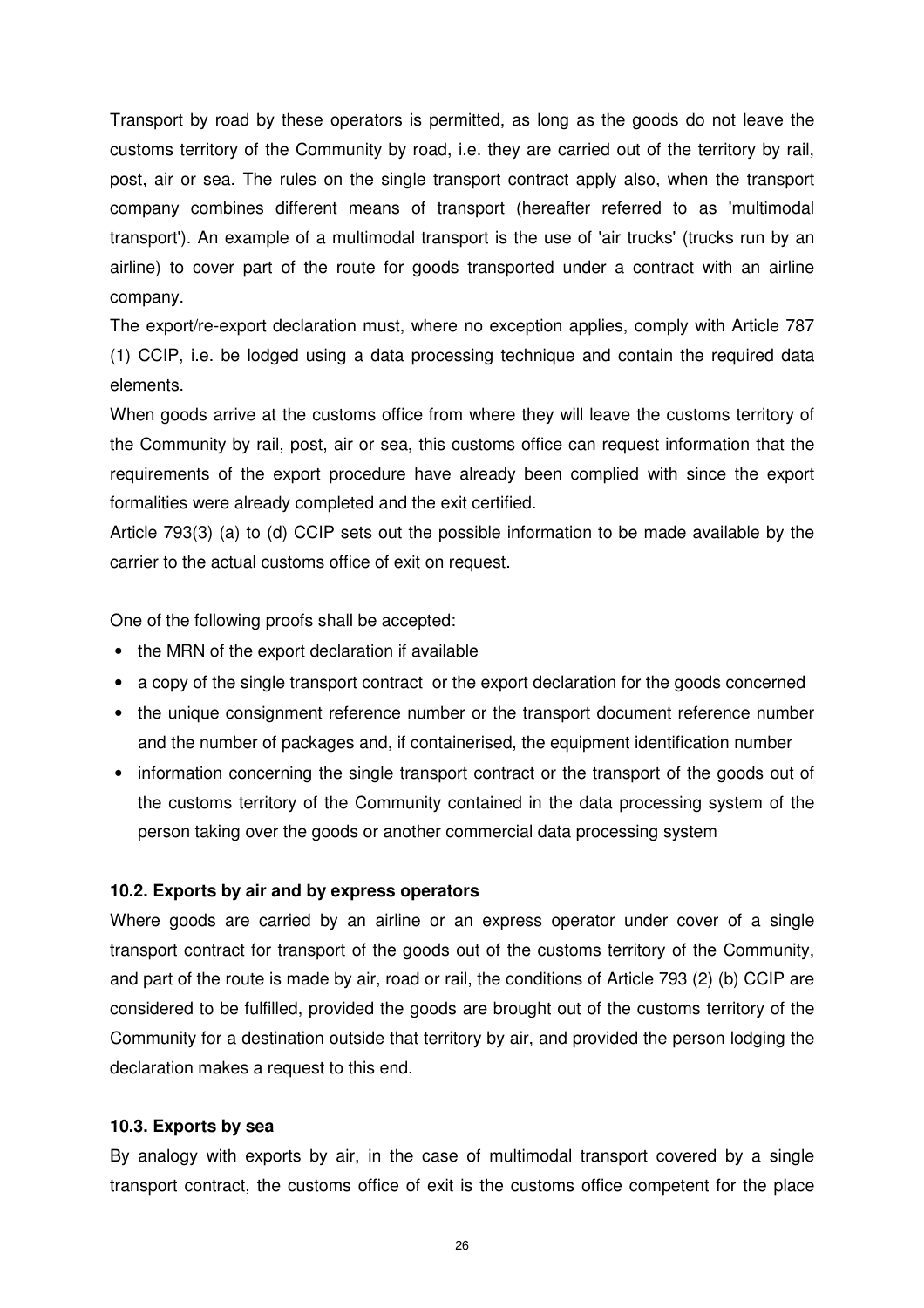Transport by road by these operators is permitted, as long as the goods do not leave the customs territory of the Community by road, i.e. they are carried out of the territory by rail, post, air or sea. The rules on the single transport contract apply also, when the transport company combines different means of transport (hereafter referred to as 'multimodal transport'). An example of a multimodal transport is the use of 'air trucks' (trucks run by an airline) to cover part of the route for goods transported under a contract with an airline company.

The export/re-export declaration must, where no exception applies, comply with Article 787 (1) CCIP, i.e. be lodged using a data processing technique and contain the required data elements.

When goods arrive at the customs office from where they will leave the customs territory of the Community by rail, post, air or sea, this customs office can request information that the requirements of the export procedure have already been complied with since the export formalities were already completed and the exit certified.

Article 793(3) (a) to (d) CCIP sets out the possible information to be made available by the carrier to the actual customs office of exit on request.

One of the following proofs shall be accepted:

- the MRN of the export declaration if available
- a copy of the single transport contract or the export declaration for the goods concerned
- the unique consignment reference number or the transport document reference number and the number of packages and, if containerised, the equipment identification number
- information concerning the single transport contract or the transport of the goods out of the customs territory of the Community contained in the data processing system of the person taking over the goods or another commercial data processing system

#### 10.2. Exports by air and by express operators

Where goods are carried by an airline or an express operator under cover of a single transport contract for transport of the goods out of the customs territory of the Community, and part of the route is made by air, road or rail, the conditions of Article 793 (2) (b) CCIP are considered to be fulfilled, provided the goods are brought out of the customs territory of the Community for a destination outside that territory by air, and provided the person lodging the declaration makes a request to this end.

#### 10.3. Exports by sea

By analogy with exports by air, in the case of multimodal transport covered by a single transport contract, the customs office of exit is the customs office competent for the place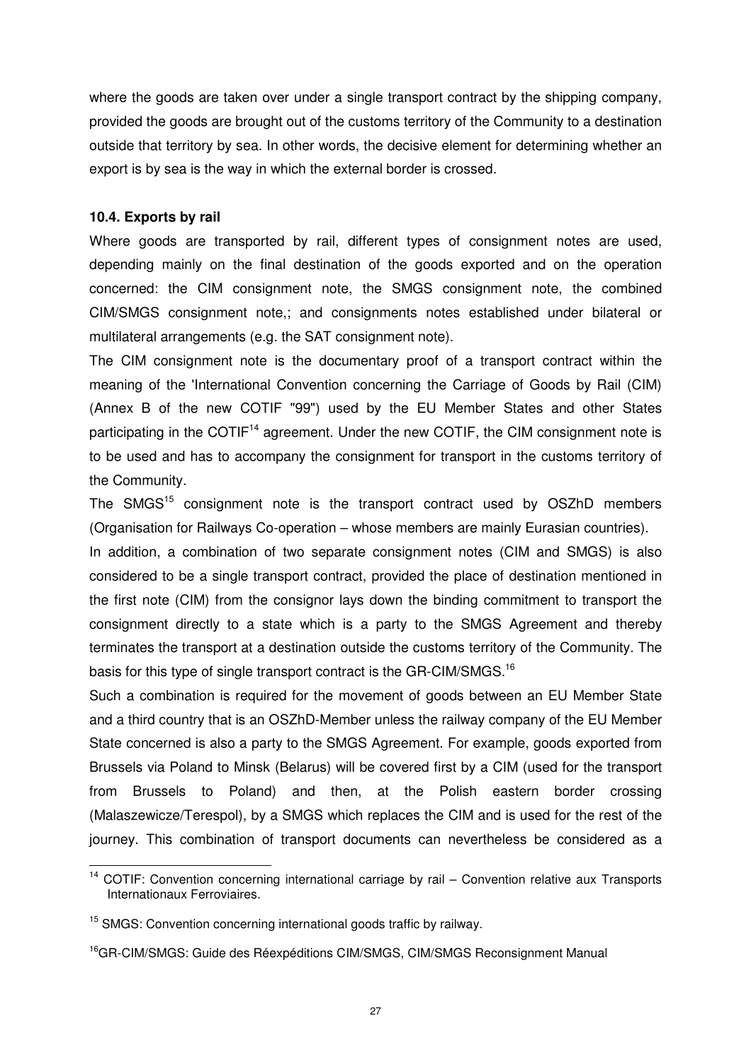where the goods are taken over under a single transport contract by the shipping company, provided the goods are brought out of the customs territory of the Community to a destination outside that territory by sea. In other words, the decisive element for determining whether an export is by sea is the way in which the external border is crossed.

**10.4. Exports by rail**

Where goods are transported by rail, different types of consignment notes are used, depending mainly on the final destination of the goods exported and on the operation concerned: the CIM consignment note, the SMGS consignment note, the combined CIM/SMGS consignment note,; and consignments notes established under bilateral or multilateral arrangements (e.g. the SAT consignment note).

The CIM consignment note is the documentary proof of a transport contract within the meaning of the 'International Convention concerning the Carriage of Goods by Rail (CIM) (Annex B of the new COTIF "99") used by the EU Member States and other States participating in the COTIF[14] agreement. Under the new COTIF, the CIM consignment note is to be used and has to accompany the consignment for transport in the customs territory of the Community.

The SMGS[15] consignment note is the transport contract used by OSZhD members (Organisation for Railways Co-operation – whose members are mainly Eurasian countries).

In addition, a combination of two separate consignment notes (CIM and SMGS) is also considered to be a single transport contract, provided the place of destination mentioned in the first note (CIM) from the consignor lays down the binding commitment to transport the consignment directly to a state which is a party to the SMGS Agreement and thereby terminates the transport at a destination outside the customs territory of the Community. The basis for this type of single transport contract is the GR-CIM/SMGS.[16]

Such a combination is required for the movement of goods between an EU Member State and a third country that is an OSZhD-Member unless the railway company of the EU Member State concerned is also a party to the SMGS Agreement. For example, goods exported from Brussels via Poland to Minsk (Belarus) will be covered first by a CIM (used for the transport from Brussels to Poland) and then, at the Polish eastern border crossing (Malaszewicze/Terespol), by a SMGS which replaces the CIM and is used for the rest of the journey. This combination of transport documents can nevertheless be considered as a

---

[14] COTIF: Convention concerning international carriage by rail – Convention relative aux Transports Internationaux Ferroviaires.

[15] SMGS: Convention concerning international goods traffic by railway.

[16] GR-CIM/SMGS: Guide des Réexpéditions CIM/SMGS, CIM/SMGS Reconsignment Manual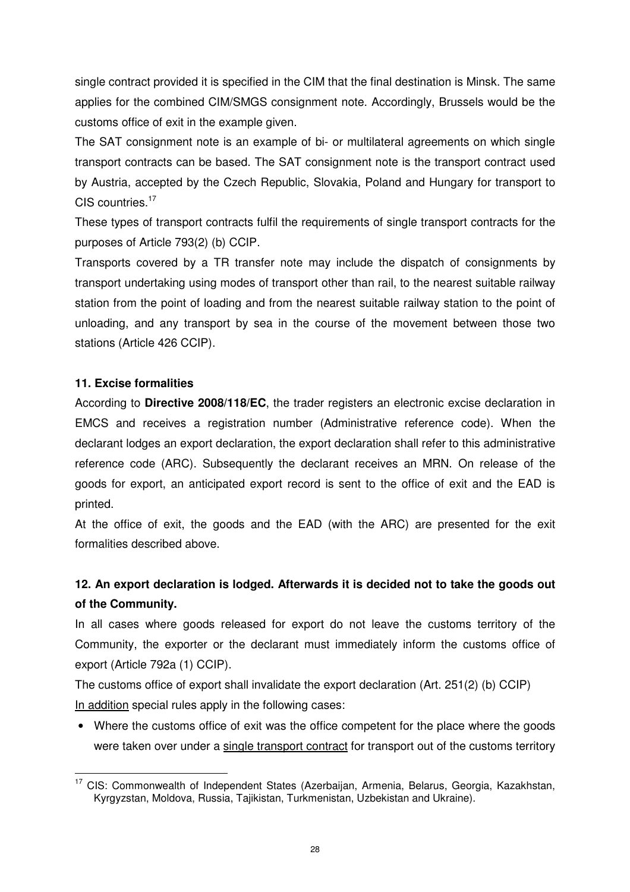single contract provided it is specified in the CIM that the final destination is Minsk. The same applies for the combined CIM/SMGS consignment note. Accordingly, Brussels would be the customs office of exit in the example given.

The SAT consignment note is an example of bi- or multilateral agreements on which single transport contracts can be based. The SAT consignment note is the transport contract used by Austria, accepted by the Czech Republic, Slovakia, Poland and Hungary for transport to CIS countries.[17]

These types of transport contracts fulfil the requirements of single transport contracts for the purposes of Article 793(2) (b) CCIP.

Transports covered by a TR transfer note may include the dispatch of consignments by transport undertaking using modes of transport other than rail, to the nearest suitable railway station from the point of loading and from the nearest suitable railway station to the point of unloading, and any transport by sea in the course of the movement between those two stations (Article 426 CCIP).

### 11. Excise formalities

According to **Directive 2008/118/EC**, the trader registers an electronic excise declaration in EMCS and receives a registration number (Administrative reference code). When the declarant lodges an export declaration, the export declaration shall refer to this administrative reference code (ARC). Subsequently the declarant receives an MRN. On release of the goods for export, an anticipated export record is sent to the office of exit and the EAD is printed.

At the office of exit, the goods and the EAD (with the ARC) are presented for the exit formalities described above.

### 12. An export declaration is lodged. Afterwards it is decided not to take the goods out of the Community.

In all cases where goods released for export do not leave the customs territory of the Community, the exporter or the declarant must immediately inform the customs office of export (Article 792a (1) CCIP).

The customs office of export shall invalidate the export declaration (Art. 251(2) (b) CCIP)

In addition special rules apply in the following cases:

- Where the customs office of exit was the office competent for the place where the goods were taken over under a single transport contract for transport out of the customs territory

---

[17] CIS: Commonwealth of Independent States (Azerbaijan, Armenia, Belarus, Georgia, Kazakhstan, Kyrgyzstan, Moldova, Russia, Tajikistan, Turkmenistan, Uzbekistan and Ukraine).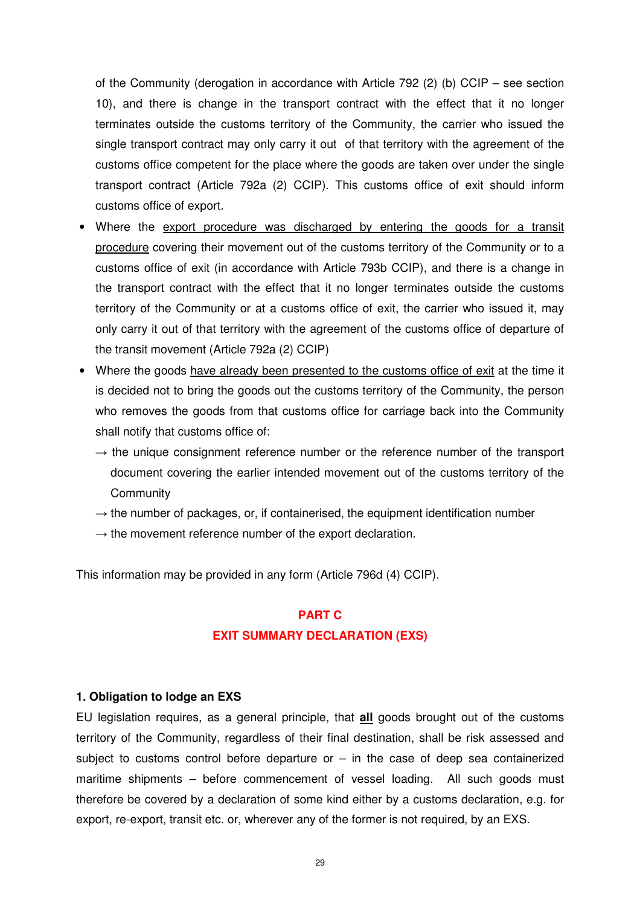of the Community (derogation in accordance with Article 792 (2) (b) CCIP – see section 10), and there is change in the transport contract with the effect that it no longer terminates outside the customs territory of the Community, the carrier who issued the single transport contract may only carry it out of that territory with the agreement of the customs office competent for the place where the goods are taken over under the single transport contract (Article 792a (2) CCIP). This customs office of exit should inform customs office of export.

- Where the <u>export procedure was discharged by entering the goods for a transit procedure</u> covering their movement out of the customs territory of the Community or to a customs office of exit (in accordance with Article 793b CCIP), and there is a change in the transport contract with the effect that it no longer terminates outside the customs territory of the Community or at a customs office of exit, the carrier who issued it, may only carry it out of that territory with the agreement of the customs office of departure of the transit movement (Article 792a (2) CCIP)
- Where the goods <u>have already been presented to the customs office of exit</u> at the time it is decided not to bring the goods out the customs territory of the Community, the person who removes the goods from that customs office for carriage back into the Community shall notify that customs office of:
  - → the unique consignment reference number or the reference number of the transport document covering the earlier intended movement out of the customs territory of the Community
  - → the number of packages, or, if containerised, the equipment identification number
  - → the movement reference number of the export declaration.

This information may be provided in any form (Article 796d (4) CCIP).

## PART C
## EXIT SUMMARY DECLARATION (EXS)

### 1. Obligation to lodge an EXS

EU legislation requires, as a general principle, that <u>**all**</u> goods brought out of the customs territory of the Community, regardless of their final destination, shall be risk assessed and subject to customs control before departure or – in the case of deep sea containerized maritime shipments – before commencement of vessel loading. All such goods must therefore be covered by a declaration of some kind either by a customs declaration, e.g. for export, re-export, transit etc. or, wherever any of the former is not required, by an EXS.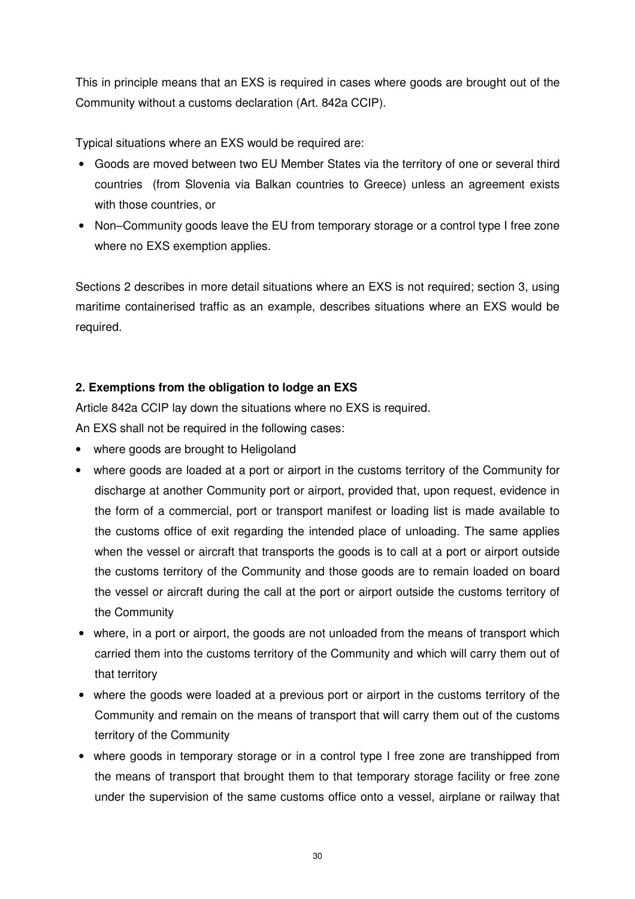This in principle means that an EXS is required in cases where goods are brought out of the Community without a customs declaration (Art. 842a CCIP).

Typical situations where an EXS would be required are:

- Goods are moved between two EU Member States via the territory of one or several third countries (from Slovenia via Balkan countries to Greece) unless an agreement exists with those countries, or
- Non–Community goods leave the EU from temporary storage or a control type I free zone where no EXS exemption applies.

Sections 2 describes in more detail situations where an EXS is not required; section 3, using maritime containerised traffic as an example, describes situations where an EXS would be required.

**2. Exemptions from the obligation to lodge an EXS**

Article 842a CCIP lay down the situations where no EXS is required.

An EXS shall not be required in the following cases:

- where goods are brought to Heligoland
- where goods are loaded at a port or airport in the customs territory of the Community for discharge at another Community port or airport, provided that, upon request, evidence in the form of a commercial, port or transport manifest or loading list is made available to the customs office of exit regarding the intended place of unloading. The same applies when the vessel or aircraft that transports the goods is to call at a port or airport outside the customs territory of the Community and those goods are to remain loaded on board the vessel or aircraft during the call at the port or airport outside the customs territory of the Community
- where, in a port or airport, the goods are not unloaded from the means of transport which carried them into the customs territory of the Community and which will carry them out of that territory
- where the goods were loaded at a previous port or airport in the customs territory of the Community and remain on the means of transport that will carry them out of the customs territory of the Community
- where goods in temporary storage or in a control type I free zone are transhipped from the means of transport that brought them to that temporary storage facility or free zone under the supervision of the same customs office onto a vessel, airplane or railway that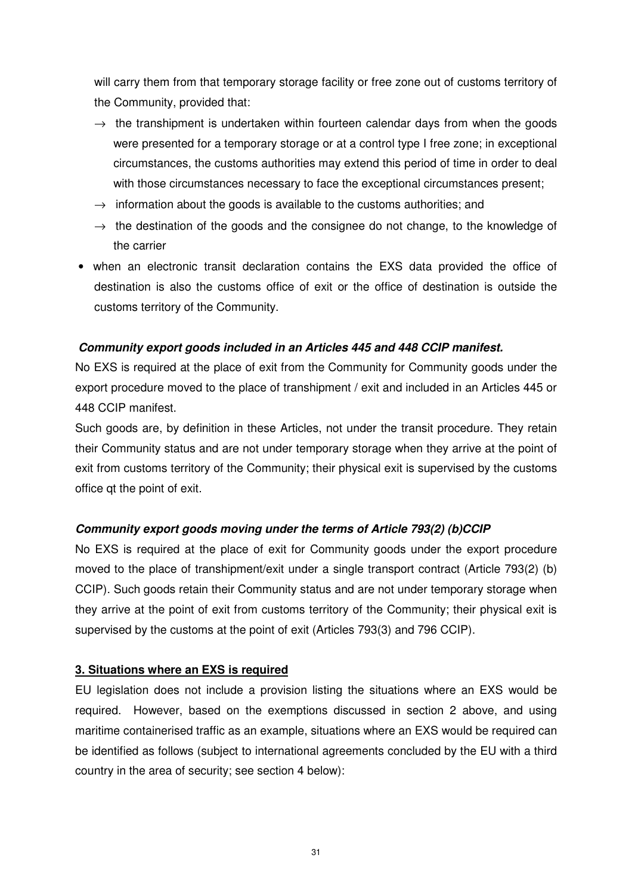will carry them from that temporary storage facility or free zone out of customs territory of the Community, provided that:

- → the transhipment is undertaken within fourteen calendar days from when the goods were presented for a temporary storage or at a control type I free zone; in exceptional circumstances, the customs authorities may extend this period of time in order to deal with those circumstances necessary to face the exceptional circumstances present;
- → information about the goods is available to the customs authorities; and
- → the destination of the goods and the consignee do not change, to the knowledge of the carrier

- when an electronic transit declaration contains the EXS data provided the office of destination is also the customs office of exit or the office of destination is outside the customs territory of the Community.

***Community export goods included in an Articles 445 and 448 CCIP manifest.***

No EXS is required at the place of exit from the Community for Community goods under the export procedure moved to the place of transhipment / exit and included in an Articles 445 or 448 CCIP manifest.

Such goods are, by definition in these Articles, not under the transit procedure. They retain their Community status and are not under temporary storage when they arrive at the point of exit from customs territory of the Community; their physical exit is supervised by the customs office qt the point of exit.

***Community export goods moving under the terms of Article 793(2) (b)CCIP***

No EXS is required at the place of exit for Community goods under the export procedure moved to the place of transhipment/exit under a single transport contract (Article 793(2) (b) CCIP). Such goods retain their Community status and are not under temporary storage when they arrive at the point of exit from customs territory of the Community; their physical exit is supervised by the customs at the point of exit (Articles 793(3) and 796 CCIP).

**3. Situations where an EXS is required**

EU legislation does not include a provision listing the situations where an EXS would be required. However, based on the exemptions discussed in section 2 above, and using maritime containerised traffic as an example, situations where an EXS would be required can be identified as follows (subject to international agreements concluded by the EU with a third country in the area of security; see section 4 below):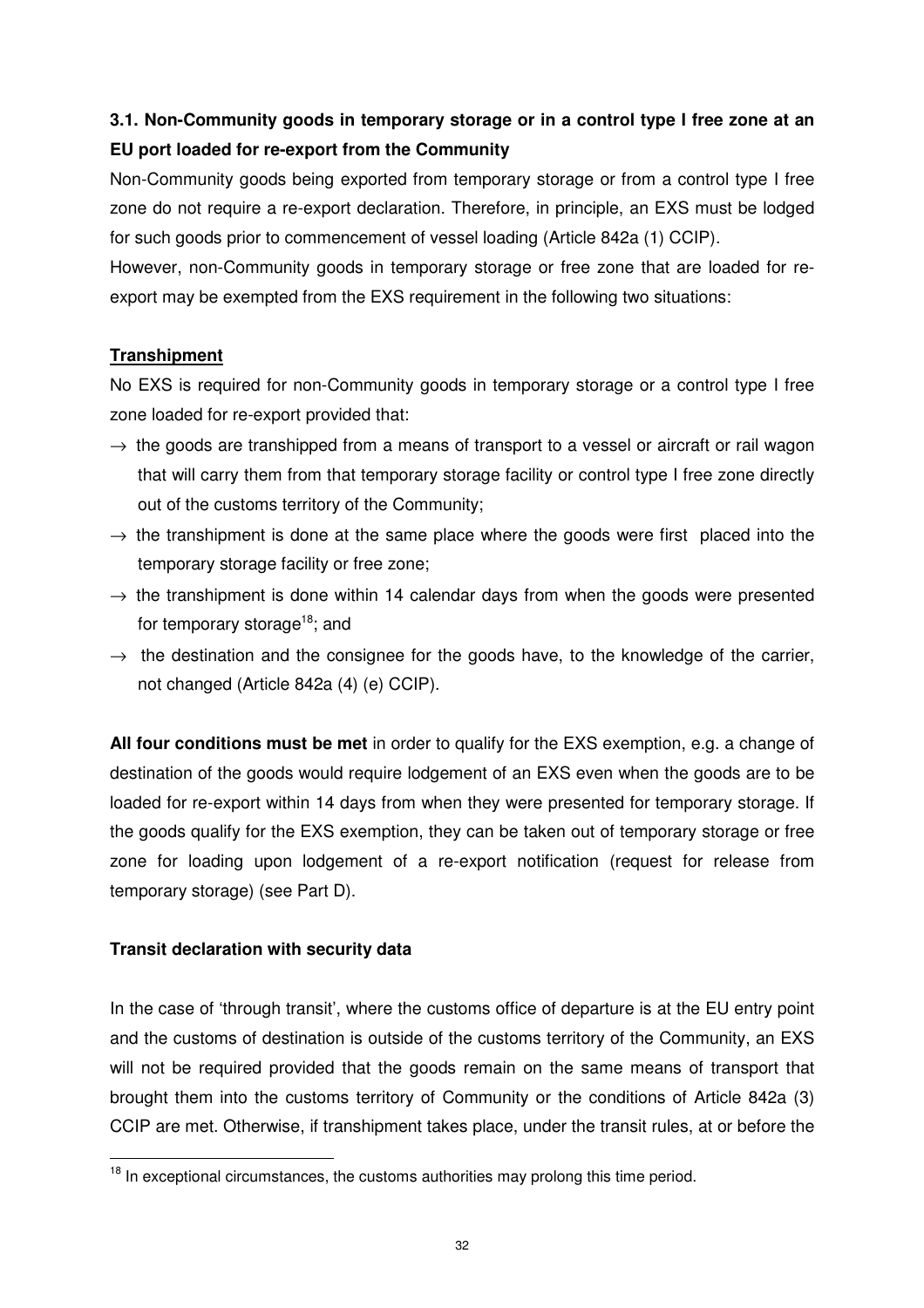### 3.1. Non-Community goods in temporary storage or in a control type I free zone at an EU port loaded for re-export from the Community

Non-Community goods being exported from temporary storage or from a control type I free zone do not require a re-export declaration. Therefore, in principle, an EXS must be lodged for such goods prior to commencement of vessel loading (Article 842a (1) CCIP).

However, non-Community goods in temporary storage or free zone that are loaded for re-export may be exempted from the EXS requirement in the following two situations:

**Transhipment**

No EXS is required for non-Community goods in temporary storage or a control type I free zone loaded for re-export provided that:

→ the goods are transhipped from a means of transport to a vessel or aircraft or rail wagon that will carry them from that temporary storage facility or control type I free zone directly out of the customs territory of the Community;

→ the transhipment is done at the same place where the goods were first placed into the temporary storage facility or free zone;

→ the transhipment is done within 14 calendar days from when the goods were presented for temporary storage[18]; and

→ the destination and the consignee for the goods have, to the knowledge of the carrier, not changed (Article 842a (4) (e) CCIP).

**All four conditions must be met** in order to qualify for the EXS exemption, e.g. a change of destination of the goods would require lodgement of an EXS even when the goods are to be loaded for re-export within 14 days from when they were presented for temporary storage. If the goods qualify for the EXS exemption, they can be taken out of temporary storage or free zone for loading upon lodgement of a re-export notification (request for release from temporary storage) (see Part D).

**Transit declaration with security data**

In the case of 'through transit', where the customs office of departure is at the EU entry point and the customs of destination is outside of the customs territory of the Community, an EXS will not be required provided that the goods remain on the same means of transport that brought them into the customs territory of Community or the conditions of Article 842a (3) CCIP are met. Otherwise, if transhipment takes place, under the transit rules, at or before the

[18] In exceptional circumstances, the customs authorities may prolong this time period.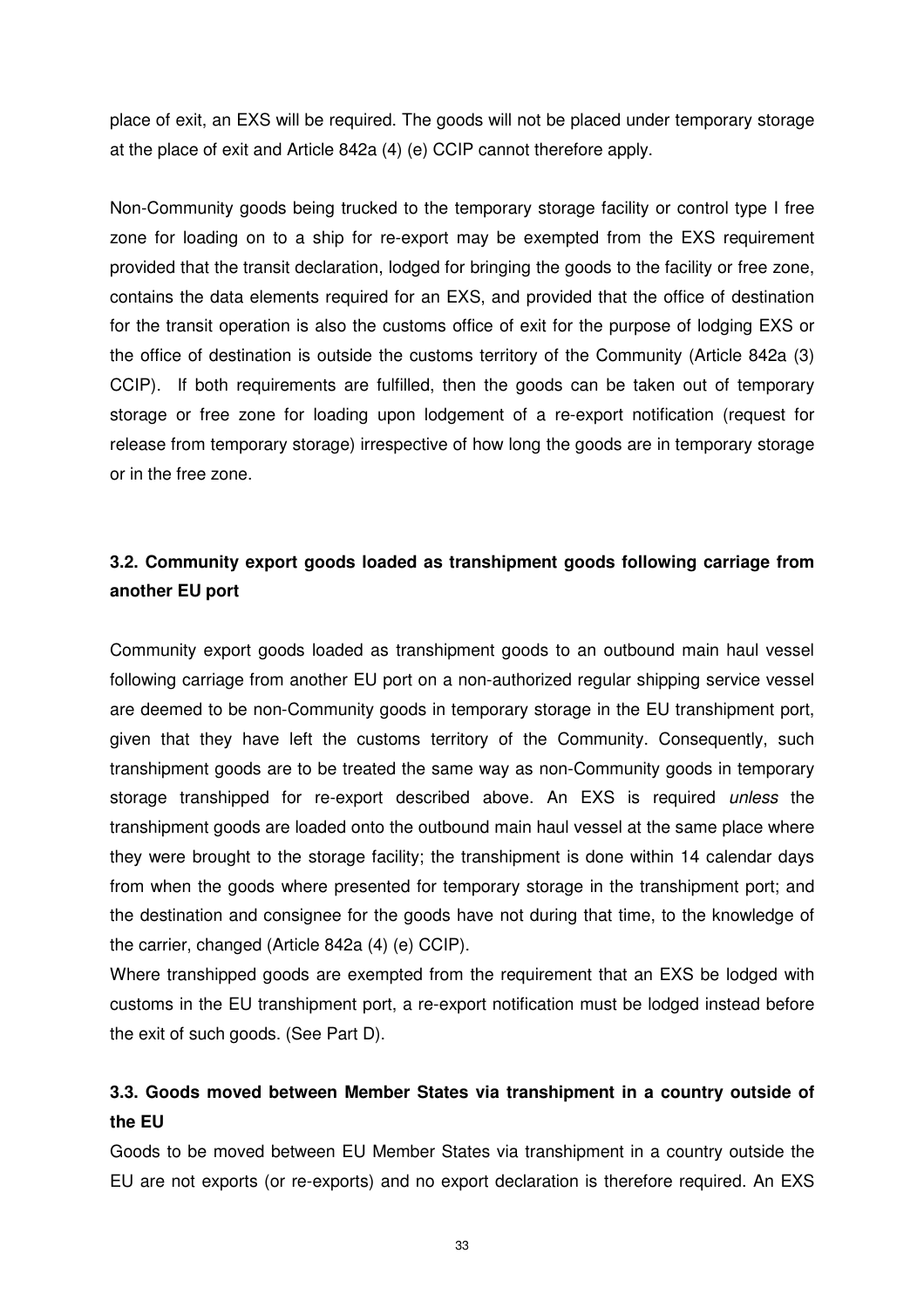place of exit, an EXS will be required. The goods will not be placed under temporary storage at the place of exit and Article 842a (4) (e) CCIP cannot therefore apply.

Non-Community goods being trucked to the temporary storage facility or control type I free zone for loading on to a ship for re-export may be exempted from the EXS requirement provided that the transit declaration, lodged for bringing the goods to the facility or free zone, contains the data elements required for an EXS, and provided that the office of destination for the transit operation is also the customs office of exit for the purpose of lodging EXS or the office of destination is outside the customs territory of the Community (Article 842a (3) CCIP). If both requirements are fulfilled, then the goods can be taken out of temporary storage or free zone for loading upon lodgement of a re-export notification (request for release from temporary storage) irrespective of how long the goods are in temporary storage or in the free zone.

### 3.2. Community export goods loaded as transhipment goods following carriage from another EU port

Community export goods loaded as transhipment goods to an outbound main haul vessel following carriage from another EU port on a non-authorized regular shipping service vessel are deemed to be non-Community goods in temporary storage in the EU transhipment port, given that they have left the customs territory of the Community. Consequently, such transhipment goods are to be treated the same way as non-Community goods in temporary storage transhipped for re-export described above. An EXS is required *unless* the transhipment goods are loaded onto the outbound main haul vessel at the same place where they were brought to the storage facility; the transhipment is done within 14 calendar days from when the goods where presented for temporary storage in the transhipment port; and the destination and consignee for the goods have not during that time, to the knowledge of the carrier, changed (Article 842a (4) (e) CCIP).

Where transhipped goods are exempted from the requirement that an EXS be lodged with customs in the EU transhipment port, a re-export notification must be lodged instead before the exit of such goods. (See Part D).

### 3.3. Goods moved between Member States via transhipment in a country outside of the EU

Goods to be moved between EU Member States via transhipment in a country outside the EU are not exports (or re-exports) and no export declaration is therefore required. An EXS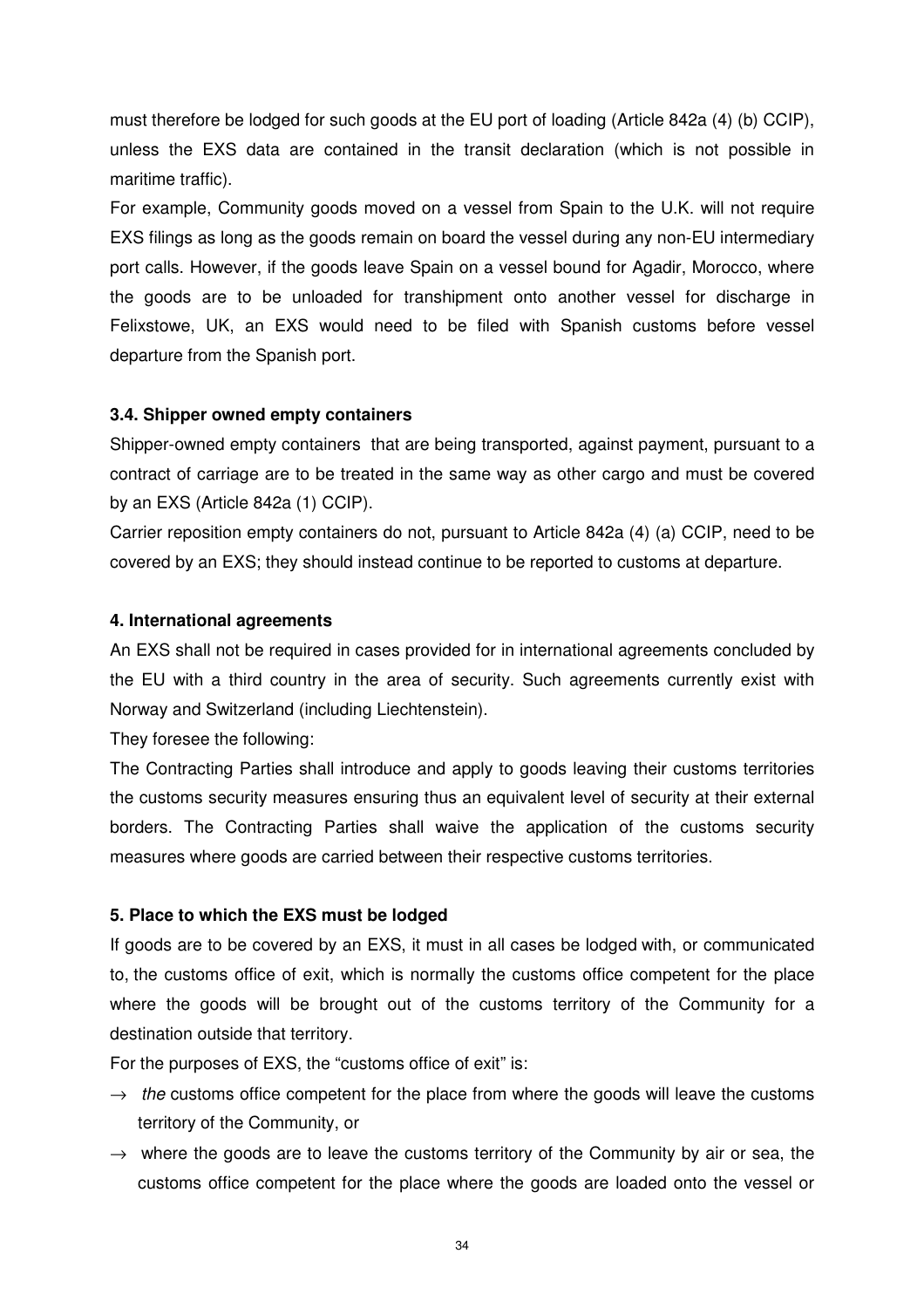must therefore be lodged for such goods at the EU port of loading (Article 842a (4) (b) CCIP), unless the EXS data are contained in the transit declaration (which is not possible in maritime traffic).

For example, Community goods moved on a vessel from Spain to the U.K. will not require EXS filings as long as the goods remain on board the vessel during any non-EU intermediary port calls. However, if the goods leave Spain on a vessel bound for Agadir, Morocco, where the goods are to be unloaded for transhipment onto another vessel for discharge in Felixstowe, UK, an EXS would need to be filed with Spanish customs before vessel departure from the Spanish port.

### 3.4. Shipper owned empty containers

Shipper-owned empty containers that are being transported, against payment, pursuant to a contract of carriage are to be treated in the same way as other cargo and must be covered by an EXS (Article 842a (1) CCIP).

Carrier reposition empty containers do not, pursuant to Article 842a (4) (a) CCIP, need to be covered by an EXS; they should instead continue to be reported to customs at departure.

## 4. International agreements

An EXS shall not be required in cases provided for in international agreements concluded by the EU with a third country in the area of security. Such agreements currently exist with Norway and Switzerland (including Liechtenstein).

They foresee the following:

The Contracting Parties shall introduce and apply to goods leaving their customs territories the customs security measures ensuring thus an equivalent level of security at their external borders. The Contracting Parties shall waive the application of the customs security measures where goods are carried between their respective customs territories.

## 5. Place to which the EXS must be lodged

If goods are to be covered by an EXS, it must in all cases be lodged with, or communicated to, the customs office of exit, which is normally the customs office competent for the place where the goods will be brought out of the customs territory of the Community for a destination outside that territory.

For the purposes of EXS, the “customs office of exit” is:

- → *the* customs office competent for the place from where the goods will leave the customs territory of the Community, or
- → where the goods are to leave the customs territory of the Community by air or sea, the customs office competent for the place where the goods are loaded onto the vessel or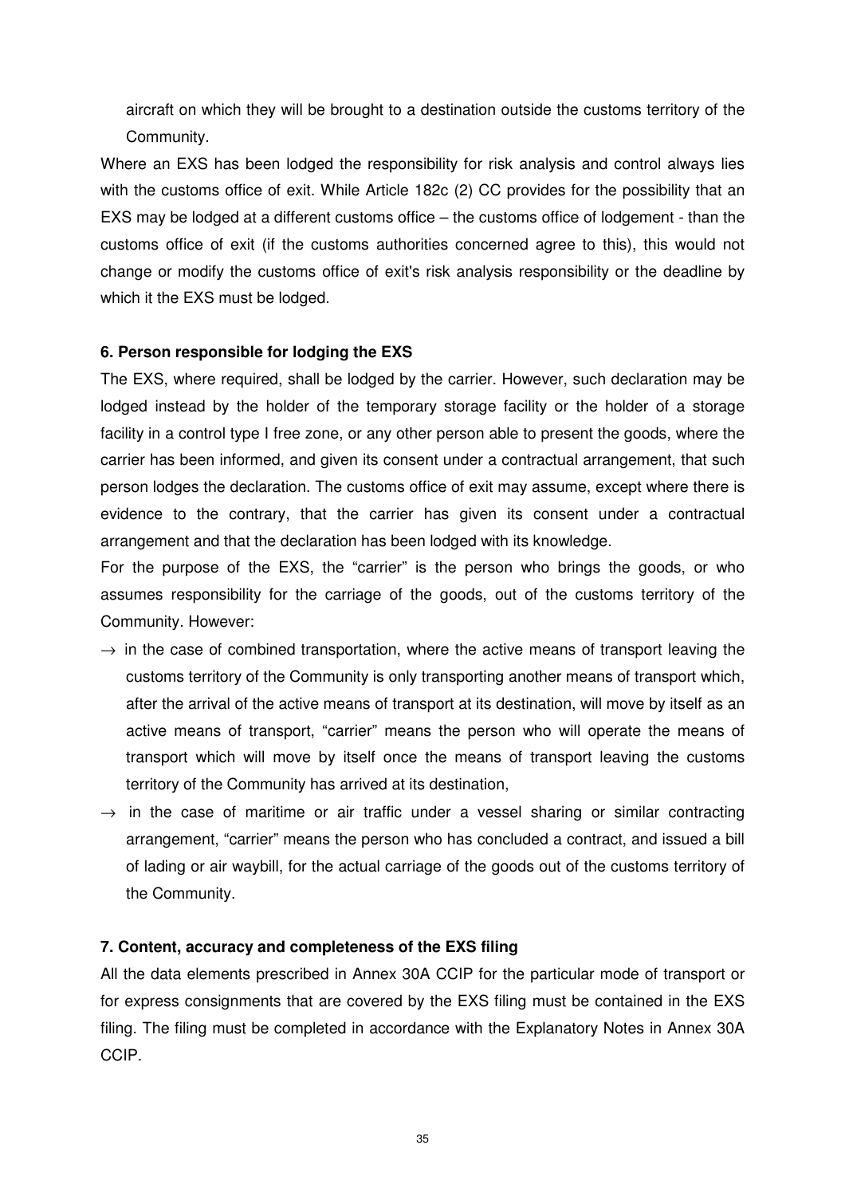aircraft on which they will be brought to a destination outside the customs territory of the Community.

Where an EXS has been lodged the responsibility for risk analysis and control always lies with the customs office of exit. While Article 182c (2) CC provides for the possibility that an EXS may be lodged at a different customs office – the customs office of lodgement - than the customs office of exit (if the customs authorities concerned agree to this), this would not change or modify the customs office of exit's risk analysis responsibility or the deadline by which it the EXS must be lodged.

**6. Person responsible for lodging the EXS**

The EXS, where required, shall be lodged by the carrier. However, such declaration may be lodged instead by the holder of the temporary storage facility or the holder of a storage facility in a control type I free zone, or any other person able to present the goods, where the carrier has been informed, and given its consent under a contractual arrangement, that such person lodges the declaration. The customs office of exit may assume, except where there is evidence to the contrary, that the carrier has given its consent under a contractual arrangement and that the declaration has been lodged with its knowledge.

For the purpose of the EXS, the "carrier" is the person who brings the goods, or who assumes responsibility for the carriage of the goods, out of the customs territory of the Community. However:

- → in the case of combined transportation, where the active means of transport leaving the customs territory of the Community is only transporting another means of transport which, after the arrival of the active means of transport at its destination, will move by itself as an active means of transport, "carrier" means the person who will operate the means of transport which will move by itself once the means of transport leaving the customs territory of the Community has arrived at its destination,
- → in the case of maritime or air traffic under a vessel sharing or similar contracting arrangement, "carrier" means the person who has concluded a contract, and issued a bill of lading or air waybill, for the actual carriage of the goods out of the customs territory of the Community.

**7. Content, accuracy and completeness of the EXS filing**

All the data elements prescribed in Annex 30A CCIP for the particular mode of transport or for express consignments that are covered by the EXS filing must be contained in the EXS filing. The filing must be completed in accordance with the Explanatory Notes in Annex 30A CCIP.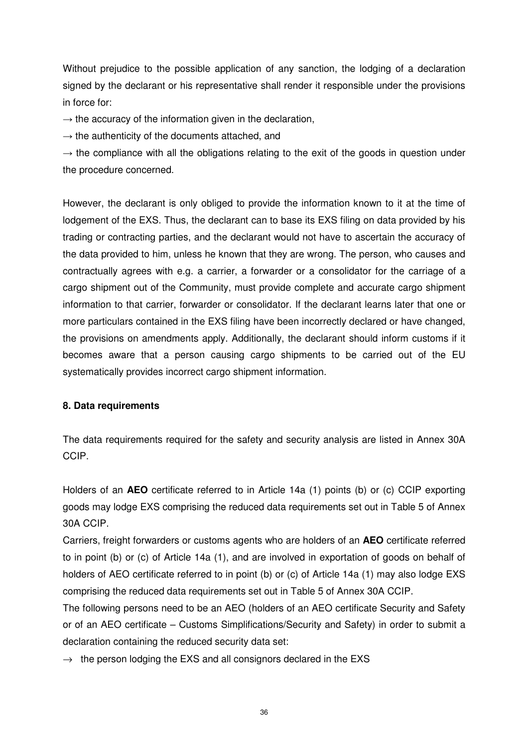Without prejudice to the possible application of any sanction, the lodging of a declaration signed by the declarant or his representative shall render it responsible under the provisions in force for:

→ the accuracy of the information given in the declaration,

→ the authenticity of the documents attached, and

→ the compliance with all the obligations relating to the exit of the goods in question under the procedure concerned.

However, the declarant is only obliged to provide the information known to it at the time of lodgement of the EXS. Thus, the declarant can to base its EXS filing on data provided by his trading or contracting parties, and the declarant would not have to ascertain the accuracy of the data provided to him, unless he known that they are wrong. The person, who causes and contractually agrees with e.g. a carrier, a forwarder or a consolidator for the carriage of a cargo shipment out of the Community, must provide complete and accurate cargo shipment information to that carrier, forwarder or consolidator. If the declarant learns later that one or more particulars contained in the EXS filing have been incorrectly declared or have changed, the provisions on amendments apply. Additionally, the declarant should inform customs if it becomes aware that a person causing cargo shipments to be carried out of the EU systematically provides incorrect cargo shipment information.

#### 8. Data requirements

The data requirements required for the safety and security analysis are listed in Annex 30A CCIP.

Holders of an **AEO** certificate referred to in Article 14a (1) points (b) or (c) CCIP exporting goods may lodge EXS comprising the reduced data requirements set out in Table 5 of Annex 30A CCIP.

Carriers, freight forwarders or customs agents who are holders of an **AEO** certificate referred to in point (b) or (c) of Article 14a (1), and are involved in exportation of goods on behalf of holders of AEO certificate referred to in point (b) or (c) of Article 14a (1) may also lodge EXS comprising the reduced data requirements set out in Table 5 of Annex 30A CCIP.

The following persons need to be an AEO (holders of an AEO certificate Security and Safety or of an AEO certificate – Customs Simplifications/Security and Safety) in order to submit a declaration containing the reduced security data set:

→ the person lodging the EXS and all consignors declared in the EXS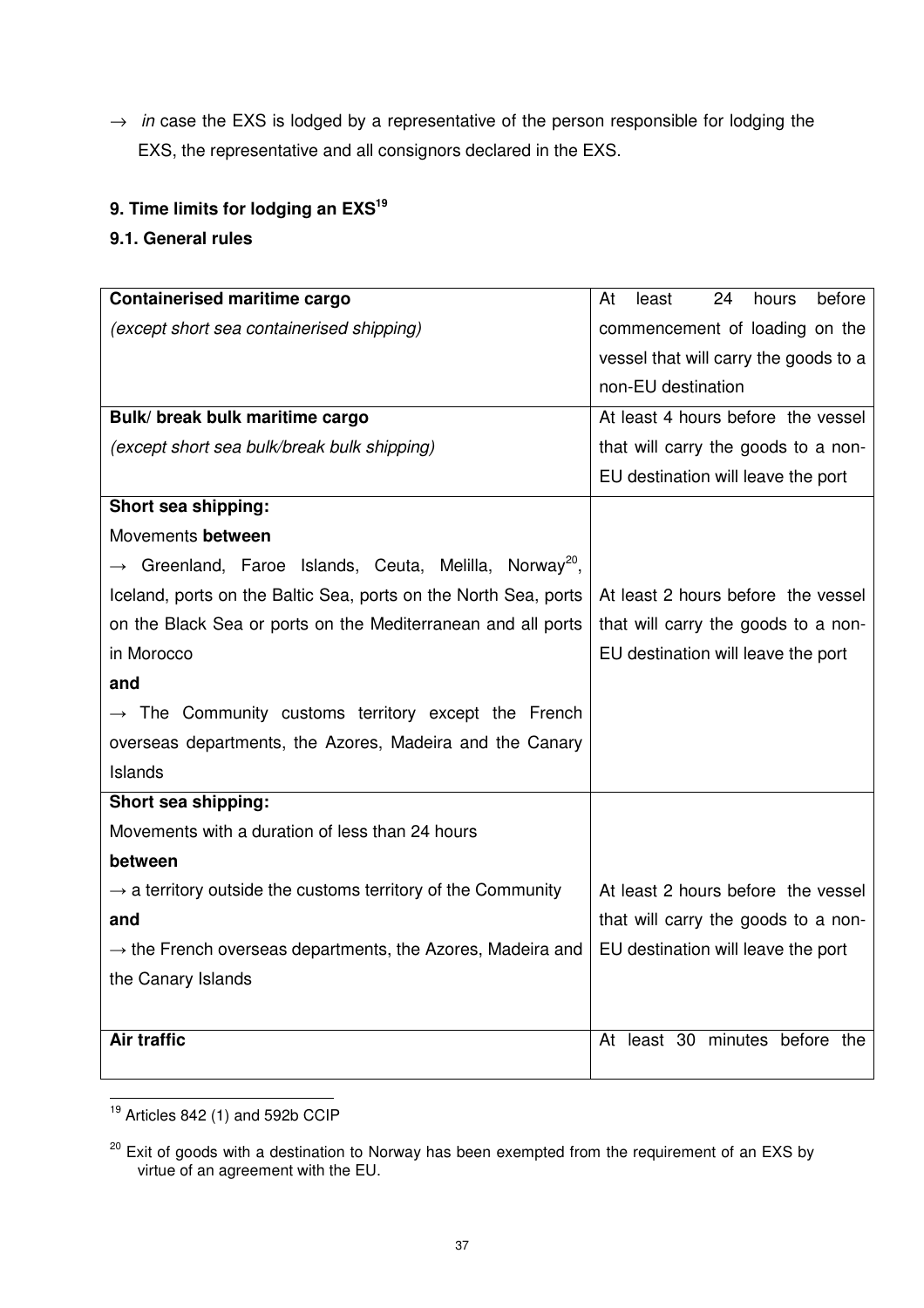→ *in* case the EXS is lodged by a representative of the person responsible for lodging the EXS, the representative and all consignors declared in the EXS.

## 9. Time limits for lodging an EXS[19]

### 9.1. General rules

| | |
|---|---|
| **Containerised maritime cargo**<br>*(except short sea containerised shipping)* | At least 24 hours before commencement of loading on the vessel that will carry the goods to a non-EU destination |
| **Bulk/ break bulk maritime cargo**<br>*(except short sea bulk/break bulk shipping)* | At least 4 hours before the vessel that will carry the goods to a non-EU destination will leave the port |
| **Short sea shipping:**<br>Movements **between**<br>→ Greenland, Faroe Islands, Ceuta, Melilla, Norway[20], Iceland, ports on the Baltic Sea, ports on the North Sea, ports on the Black Sea or ports on the Mediterranean and all ports in Morocco<br>**and**<br>→ The Community customs territory except the French overseas departments, the Azores, Madeira and the Canary Islands | At least 2 hours before the vessel that will carry the goods to a non-EU destination will leave the port |
| **Short sea shipping:**<br>Movements with a duration of less than 24 hours<br>**between**<br>→ a territory outside the customs territory of the Community<br>**and**<br>→ the French overseas departments, the Azores, Madeira and the Canary Islands | At least 2 hours before the vessel that will carry the goods to a non-EU destination will leave the port |
| **Air traffic** | At least 30 minutes before the |

[19] Articles 842 (1) and 592b CCIP

[20] Exit of goods with a destination to Norway has been exempted from the requirement of an EXS by virtue of an agreement with the EU.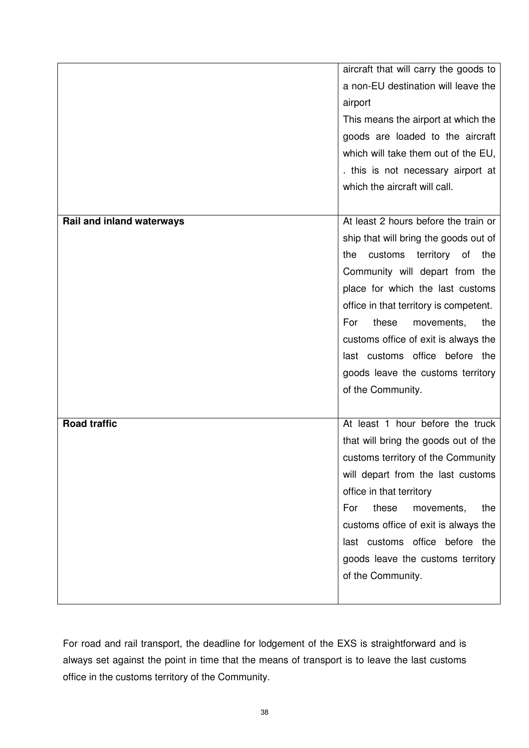| | |
|---|---|
| | aircraft that will carry the goods to a non-EU destination will leave the airport<br>This means the airport at which the goods are loaded to the aircraft which will take them out of the EU, . this is not necessary airport at which the aircraft will call. |
| **Rail and inland waterways** | At least 2 hours before the train or ship that will bring the goods out of the customs territory of the Community will depart from the place for which the last customs office in that territory is competent.<br>For these movements, the customs office of exit is always the last customs office before the goods leave the customs territory of the Community. |
| **Road traffic** | At least 1 hour before the truck that will bring the goods out of the customs territory of the Community will depart from the last customs office in that territory<br>For these movements, the customs office of exit is always the last customs office before the goods leave the customs territory of the Community. |

For road and rail transport, the deadline for lodgement of the EXS is straightforward and is always set against the point in time that the means of transport is to leave the last customs office in the customs territory of the Community.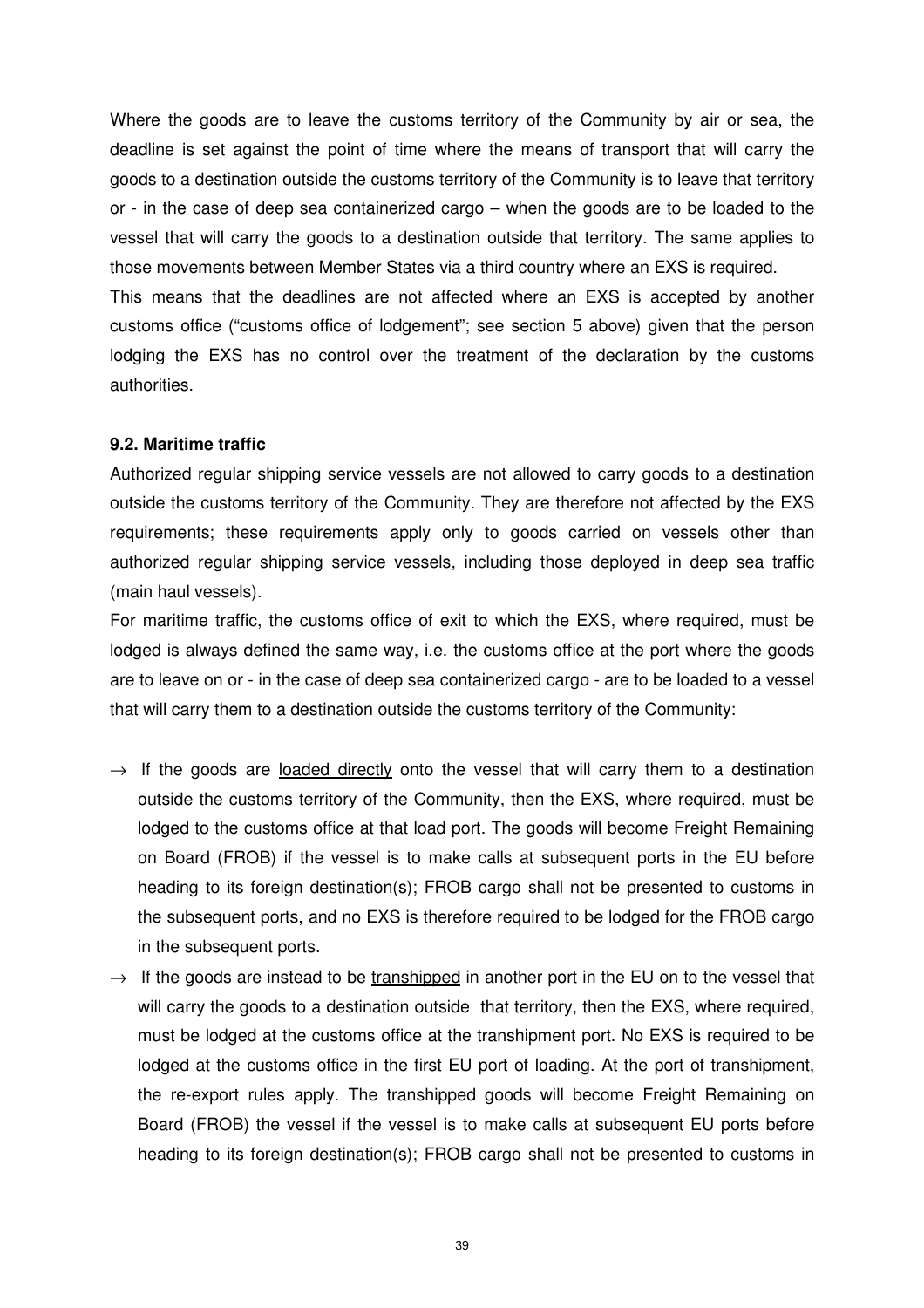Where the goods are to leave the customs territory of the Community by air or sea, the deadline is set against the point of time where the means of transport that will carry the goods to a destination outside the customs territory of the Community is to leave that territory or - in the case of deep sea containerized cargo – when the goods are to be loaded to the vessel that will carry the goods to a destination outside that territory. The same applies to those movements between Member States via a third country where an EXS is required.

This means that the deadlines are not affected where an EXS is accepted by another customs office ("customs office of lodgement"; see section 5 above) given that the person lodging the EXS has no control over the treatment of the declaration by the customs authorities.

**9.2. Maritime traffic**

Authorized regular shipping service vessels are not allowed to carry goods to a destination outside the customs territory of the Community. They are therefore not affected by the EXS requirements; these requirements apply only to goods carried on vessels other than authorized regular shipping service vessels, including those deployed in deep sea traffic (main haul vessels).

For maritime traffic, the customs office of exit to which the EXS, where required, must be lodged is always defined the same way, i.e. the customs office at the port where the goods are to leave on or - in the case of deep sea containerized cargo - are to be loaded to a vessel that will carry them to a destination outside the customs territory of the Community:

- → If the goods are <u>loaded directly</u> onto the vessel that will carry them to a destination outside the customs territory of the Community, then the EXS, where required, must be lodged to the customs office at that load port. The goods will become Freight Remaining on Board (FROB) if the vessel is to make calls at subsequent ports in the EU before heading to its foreign destination(s); FROB cargo shall not be presented to customs in the subsequent ports, and no EXS is therefore required to be lodged for the FROB cargo in the subsequent ports.
- → If the goods are instead to be <u>transhipped</u> in another port in the EU on to the vessel that will carry the goods to a destination outside that territory, then the EXS, where required, must be lodged at the customs office at the transhipment port. No EXS is required to be lodged at the customs office in the first EU port of loading. At the port of transhipment, the re-export rules apply. The transhipped goods will become Freight Remaining on Board (FROB) the vessel if the vessel is to make calls at subsequent EU ports before heading to its foreign destination(s); FROB cargo shall not be presented to customs in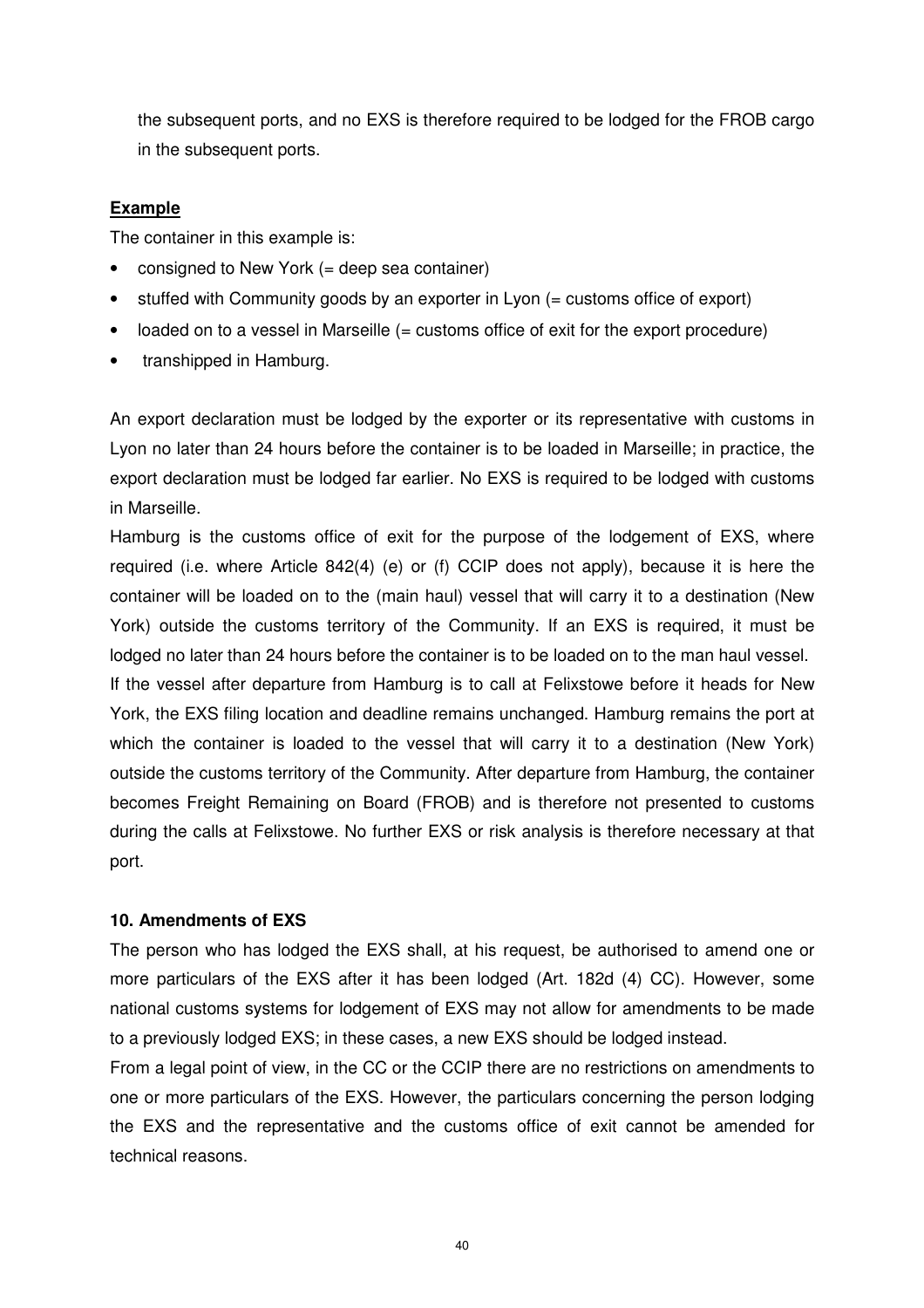the subsequent ports, and no EXS is therefore required to be lodged for the FROB cargo in the subsequent ports.

**<u>Example</u>**

The container in this example is:

- consigned to New York (= deep sea container)
- stuffed with Community goods by an exporter in Lyon (= customs office of export)
- loaded on to a vessel in Marseille (= customs office of exit for the export procedure)
- transhipped in Hamburg.

An export declaration must be lodged by the exporter or its representative with customs in Lyon no later than 24 hours before the container is to be loaded in Marseille; in practice, the export declaration must be lodged far earlier. No EXS is required to be lodged with customs in Marseille.

Hamburg is the customs office of exit for the purpose of the lodgement of EXS, where required (i.e. where Article 842(4) (e) or (f) CCIP does not apply), because it is here the container will be loaded on to the (main haul) vessel that will carry it to a destination (New York) outside the customs territory of the Community. If an EXS is required, it must be lodged no later than 24 hours before the container is to be loaded on to the man haul vessel.

If the vessel after departure from Hamburg is to call at Felixstowe before it heads for New York, the EXS filing location and deadline remains unchanged. Hamburg remains the port at which the container is loaded to the vessel that will carry it to a destination (New York) outside the customs territory of the Community. After departure from Hamburg, the container becomes Freight Remaining on Board (FROB) and is therefore not presented to customs during the calls at Felixstowe. No further EXS or risk analysis is therefore necessary at that port.

### 10. Amendments of EXS

The person who has lodged the EXS shall, at his request, be authorised to amend one or more particulars of the EXS after it has been lodged (Art. 182d (4) CC). However, some national customs systems for lodgement of EXS may not allow for amendments to be made to a previously lodged EXS; in these cases, a new EXS should be lodged instead.

From a legal point of view, in the CC or the CCIP there are no restrictions on amendments to one or more particulars of the EXS. However, the particulars concerning the person lodging the EXS and the representative and the customs office of exit cannot be amended for technical reasons.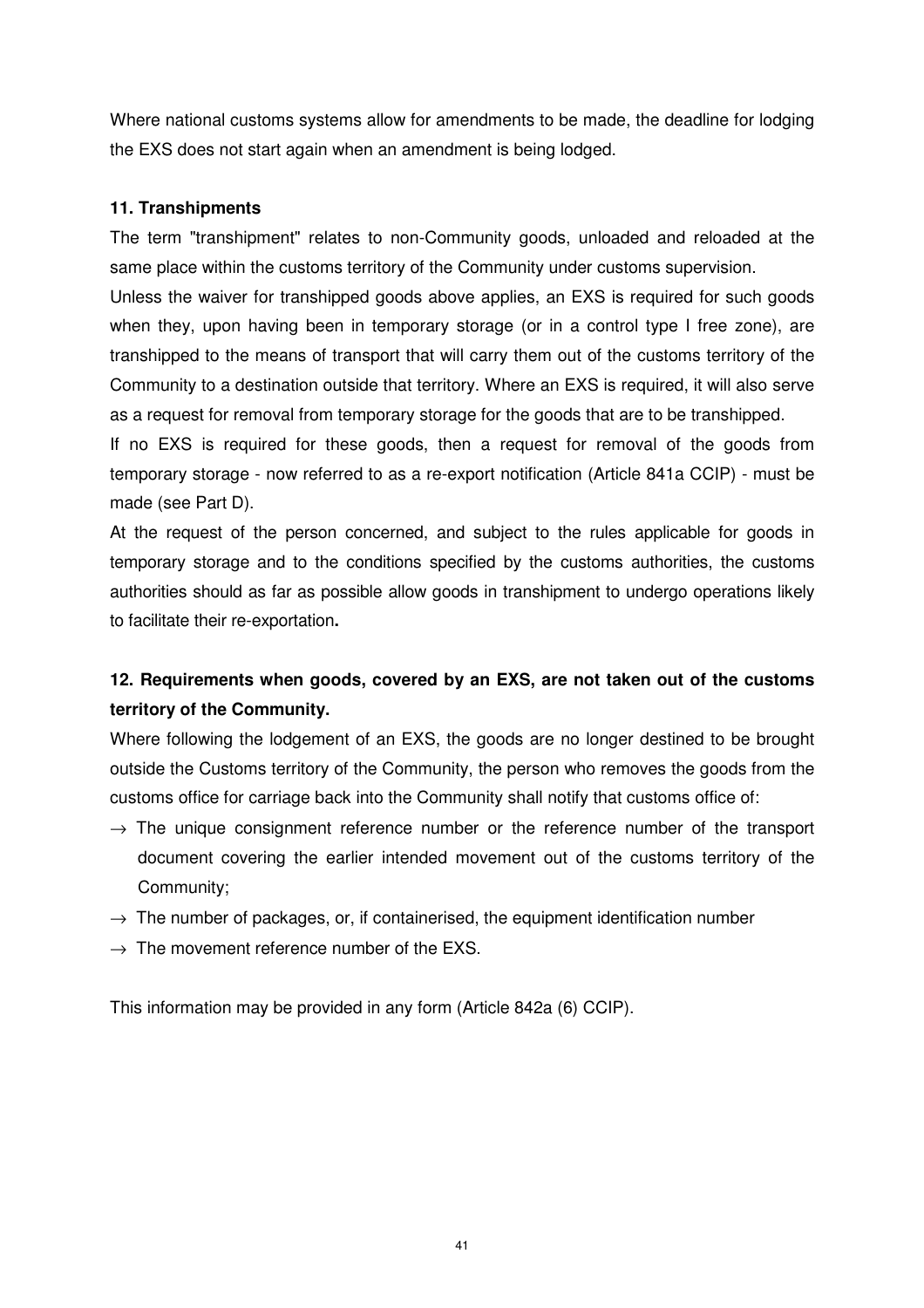Where national customs systems allow for amendments to be made, the deadline for lodging the EXS does not start again when an amendment is being lodged.

**11. Transhipments**

The term "transhipment" relates to non-Community goods, unloaded and reloaded at the same place within the customs territory of the Community under customs supervision.

Unless the waiver for transhipped goods above applies, an EXS is required for such goods when they, upon having been in temporary storage (or in a control type I free zone), are transhipped to the means of transport that will carry them out of the customs territory of the Community to a destination outside that territory. Where an EXS is required, it will also serve as a request for removal from temporary storage for the goods that are to be transhipped.

If no EXS is required for these goods, then a request for removal of the goods from temporary storage - now referred to as a re-export notification (Article 841a CCIP) - must be made (see Part D).

At the request of the person concerned, and subject to the rules applicable for goods in temporary storage and to the conditions specified by the customs authorities, the customs authorities should as far as possible allow goods in transhipment to undergo operations likely to facilitate their re-exportation**.**

**12. Requirements when goods, covered by an EXS, are not taken out of the customs territory of the Community.**

Where following the lodgement of an EXS, the goods are no longer destined to be brought outside the Customs territory of the Community, the person who removes the goods from the customs office for carriage back into the Community shall notify that customs office of:

→ The unique consignment reference number or the reference number of the transport document covering the earlier intended movement out of the customs territory of the Community;

→ The number of packages, or, if containerised, the equipment identification number

→ The movement reference number of the EXS.

This information may be provided in any form (Article 842a (6) CCIP).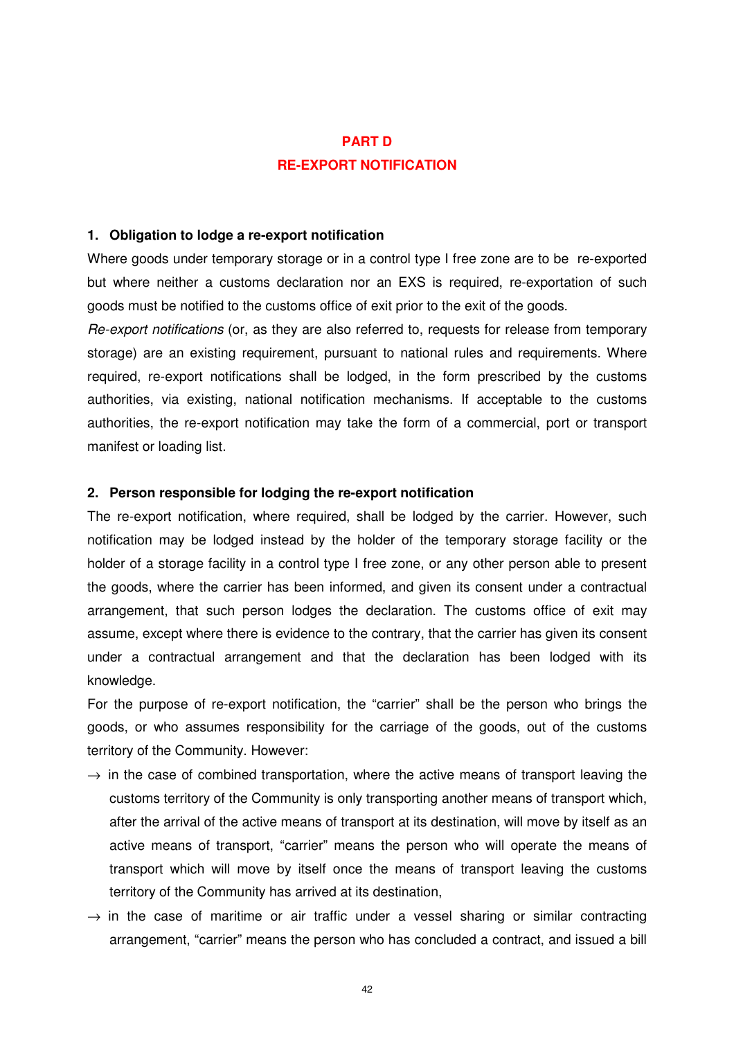# PART D
# RE-EXPORT NOTIFICATION

## 1. Obligation to lodge a re-export notification

Where goods under temporary storage or in a control type I free zone are to be re-exported but where neither a customs declaration nor an EXS is required, re-exportation of such goods must be notified to the customs office of exit prior to the exit of the goods.

*Re-export notifications* (or, as they are also referred to, requests for release from temporary storage) are an existing requirement, pursuant to national rules and requirements. Where required, re-export notifications shall be lodged, in the form prescribed by the customs authorities, via existing, national notification mechanisms. If acceptable to the customs authorities, the re-export notification may take the form of a commercial, port or transport manifest or loading list.

## 2. Person responsible for lodging the re-export notification

The re-export notification, where required, shall be lodged by the carrier. However, such notification may be lodged instead by the holder of the temporary storage facility or the holder of a storage facility in a control type I free zone, or any other person able to present the goods, where the carrier has been informed, and given its consent under a contractual arrangement, that such person lodges the declaration. The customs office of exit may assume, except where there is evidence to the contrary, that the carrier has given its consent under a contractual arrangement and that the declaration has been lodged with its knowledge.

For the purpose of re-export notification, the "carrier" shall be the person who brings the goods, or who assumes responsibility for the carriage of the goods, out of the customs territory of the Community. However:

→ in the case of combined transportation, where the active means of transport leaving the customs territory of the Community is only transporting another means of transport which, after the arrival of the active means of transport at its destination, will move by itself as an active means of transport, "carrier" means the person who will operate the means of transport which will move by itself once the means of transport leaving the customs territory of the Community has arrived at its destination,

→ in the case of maritime or air traffic under a vessel sharing or similar contracting arrangement, "carrier" means the person who has concluded a contract, and issued a bill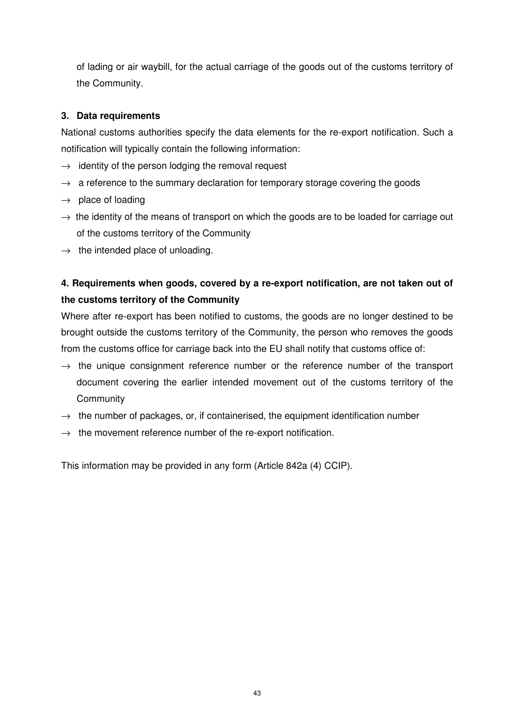of lading or air waybill, for the actual carriage of the goods out of the customs territory of the Community.

### 3. Data requirements

National customs authorities specify the data elements for the re-export notification. Such a notification will typically contain the following information:

- → identity of the person lodging the removal request
- → a reference to the summary declaration for temporary storage covering the goods
- → place of loading
- → the identity of the means of transport on which the goods are to be loaded for carriage out of the customs territory of the Community
- → the intended place of unloading.

### 4. Requirements when goods, covered by a re-export notification, are not taken out of the customs territory of the Community

Where after re-export has been notified to customs, the goods are no longer destined to be brought outside the customs territory of the Community, the person who removes the goods from the customs office for carriage back into the EU shall notify that customs office of:

- → the unique consignment reference number or the reference number of the transport document covering the earlier intended movement out of the customs territory of the Community
- → the number of packages, or, if containerised, the equipment identification number
- → the movement reference number of the re-export notification.

This information may be provided in any form (Article 842a (4) CCIP).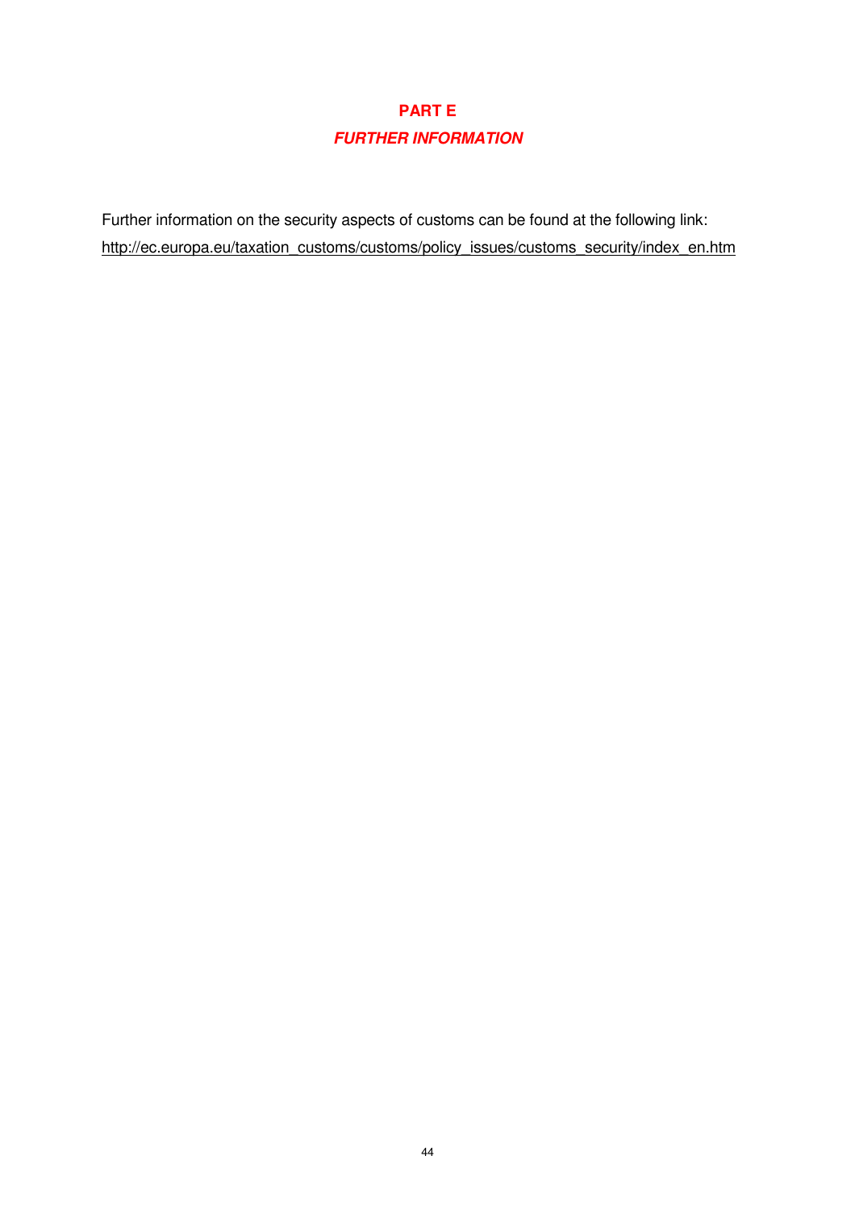# PART E

## *FURTHER INFORMATION*

Further information on the security aspects of customs can be found at the following link: http://ec.europa.eu/taxation_customs/customs/policy_issues/customs_security/index_en.htm